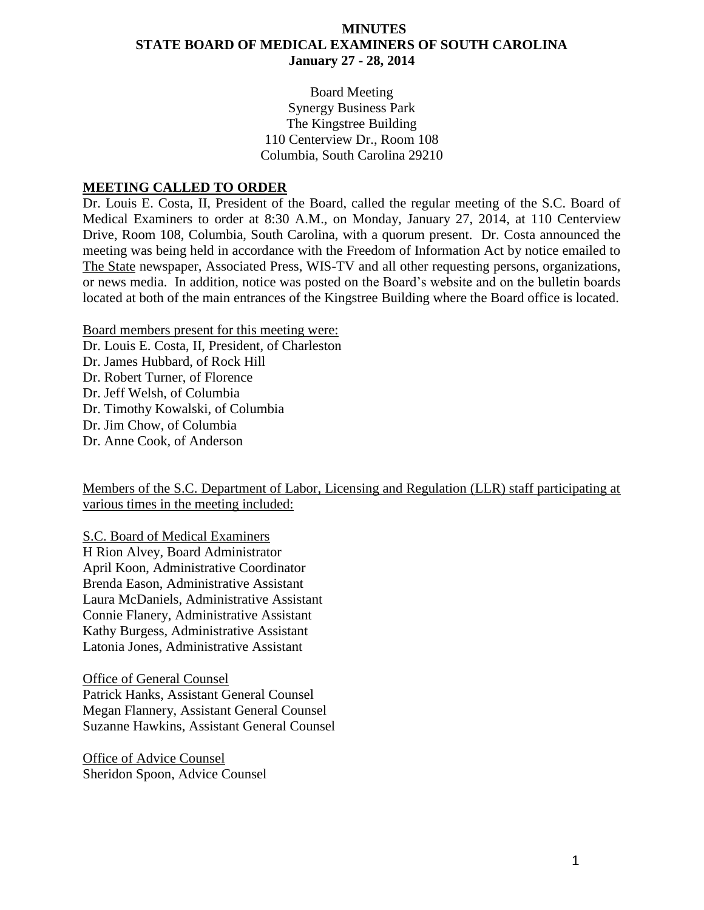# MINUTES
# STATE BOARD OF MEDICAL EXAMINERS OF SOUTH CAROLINA
## January 27 - 28, 2014

Board Meeting
Synergy Business Park
The Kingstree Building
110 Centerview Dr., Room 108
Columbia, South Carolina 29210

## MEETING CALLED TO ORDER

Dr. Louis E. Costa, II, President of the Board, called the regular meeting of the S.C. Board of Medical Examiners to order at 8:30 A.M., on Monday, January 27, 2014, at 110 Centerview Drive, Room 108, Columbia, South Carolina, with a quorum present. Dr. Costa announced the meeting was being held in accordance with the Freedom of Information Act by notice emailed to The State newspaper, Associated Press, WIS-TV and all other requesting persons, organizations, or news media. In addition, notice was posted on the Board's website and on the bulletin boards located at both of the main entrances of the Kingstree Building where the Board office is located.

Board members present for this meeting were:
Dr. Louis E. Costa, II, President, of Charleston
Dr. James Hubbard, of Rock Hill
Dr. Robert Turner, of Florence
Dr. Jeff Welsh, of Columbia
Dr. Timothy Kowalski, of Columbia
Dr. Jim Chow, of Columbia
Dr. Anne Cook, of Anderson

Members of the S.C. Department of Labor, Licensing and Regulation (LLR) staff participating at various times in the meeting included:

S.C. Board of Medical Examiners
H Rion Alvey, Board Administrator
April Koon, Administrative Coordinator
Brenda Eason, Administrative Assistant
Laura McDaniels, Administrative Assistant
Connie Flanery, Administrative Assistant
Kathy Burgess, Administrative Assistant
Latonia Jones, Administrative Assistant

Office of General Counsel
Patrick Hanks, Assistant General Counsel
Megan Flannery, Assistant General Counsel
Suzanne Hawkins, Assistant General Counsel

Office of Advice Counsel
Sheridon Spoon, Advice Counsel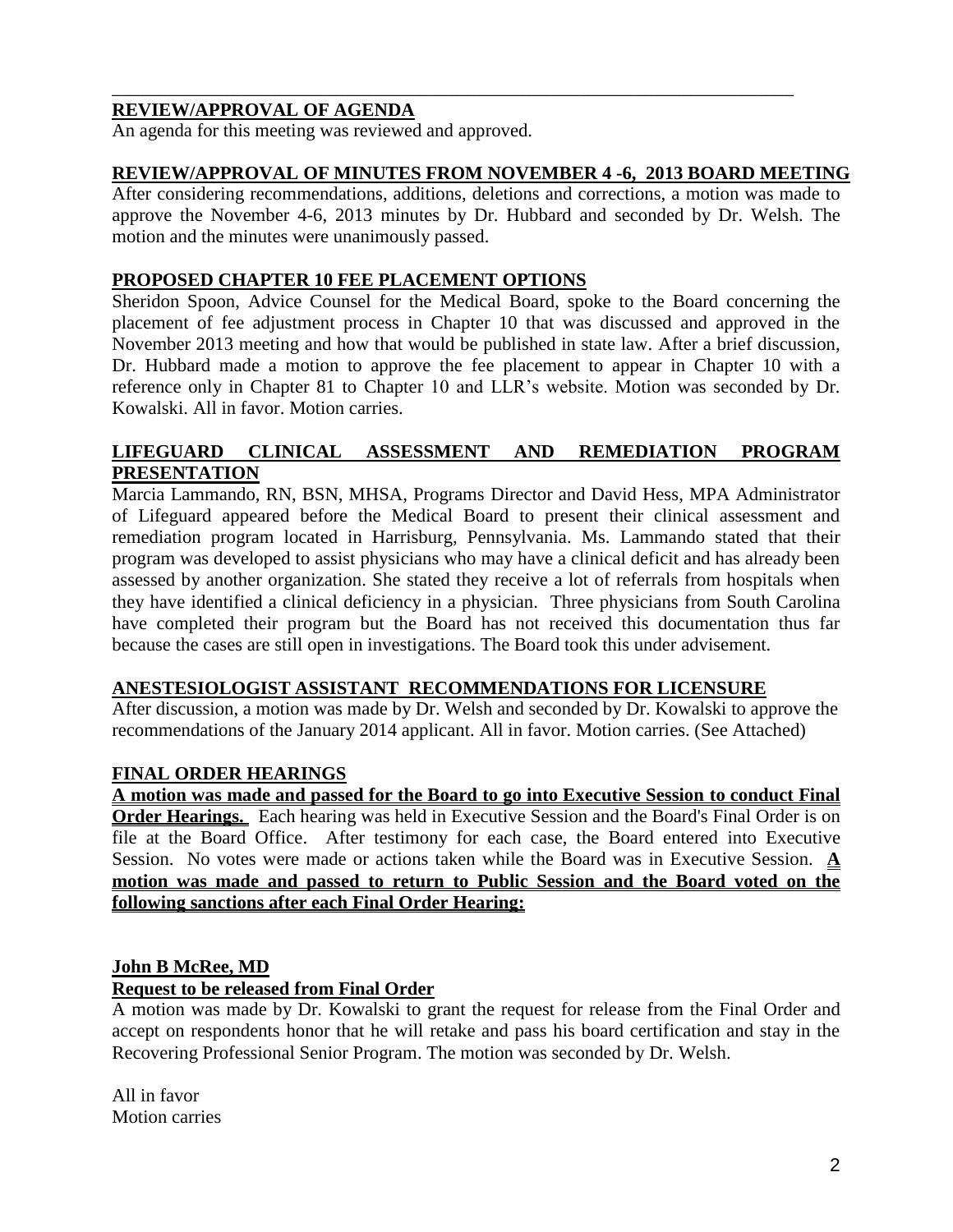## REVIEW/APPROVAL OF AGENDA

An agenda for this meeting was reviewed and approved.

## REVIEW/APPROVAL OF MINUTES FROM NOVEMBER 4 -6, 2013 BOARD MEETING

After considering recommendations, additions, deletions and corrections, a motion was made to approve the November 4-6, 2013 minutes by Dr. Hubbard and seconded by Dr. Welsh. The motion and the minutes were unanimously passed.

## PROPOSED CHAPTER 10 FEE PLACEMENT OPTIONS

Sheridon Spoon, Advice Counsel for the Medical Board, spoke to the Board concerning the placement of fee adjustment process in Chapter 10 that was discussed and approved in the November 2013 meeting and how that would be published in state law. After a brief discussion, Dr. Hubbard made a motion to approve the fee placement to appear in Chapter 10 with a reference only in Chapter 81 to Chapter 10 and LLR's website. Motion was seconded by Dr. Kowalski. All in favor. Motion carries.

## LIFEGUARD CLINICAL ASSESSMENT AND REMEDIATION PROGRAM PRESENTATION

Marcia Lammando, RN, BSN, MHSA, Programs Director and David Hess, MPA Administrator of Lifeguard appeared before the Medical Board to present their clinical assessment and remediation program located in Harrisburg, Pennsylvania. Ms. Lammando stated that their program was developed to assist physicians who may have a clinical deficit and has already been assessed by another organization. She stated they receive a lot of referrals from hospitals when they have identified a clinical deficiency in a physician. Three physicians from South Carolina have completed their program but the Board has not received this documentation thus far because the cases are still open in investigations. The Board took this under advisement.

## ANESTESIOLOGIST ASSISTANT RECOMMENDATIONS FOR LICENSURE

After discussion, a motion was made by Dr. Welsh and seconded by Dr. Kowalski to approve the recommendations of the January 2014 applicant. All in favor. Motion carries. (See Attached)

## FINAL ORDER HEARINGS

**A motion was made and passed for the Board to go into Executive Session to conduct Final Order Hearings.** Each hearing was held in Executive Session and the Board's Final Order is on file at the Board Office. After testimony for each case, the Board entered into Executive Session. No votes were made or actions taken while the Board was in Executive Session. **A motion was made and passed to return to Public Session and the Board voted on the following sanctions after each Final Order Hearing:**

### John B McRee, MD

### Request to be released from Final Order

A motion was made by Dr. Kowalski to grant the request for release from the Final Order and accept on respondents honor that he will retake and pass his board certification and stay in the Recovering Professional Senior Program. The motion was seconded by Dr. Welsh.

All in favor
Motion carries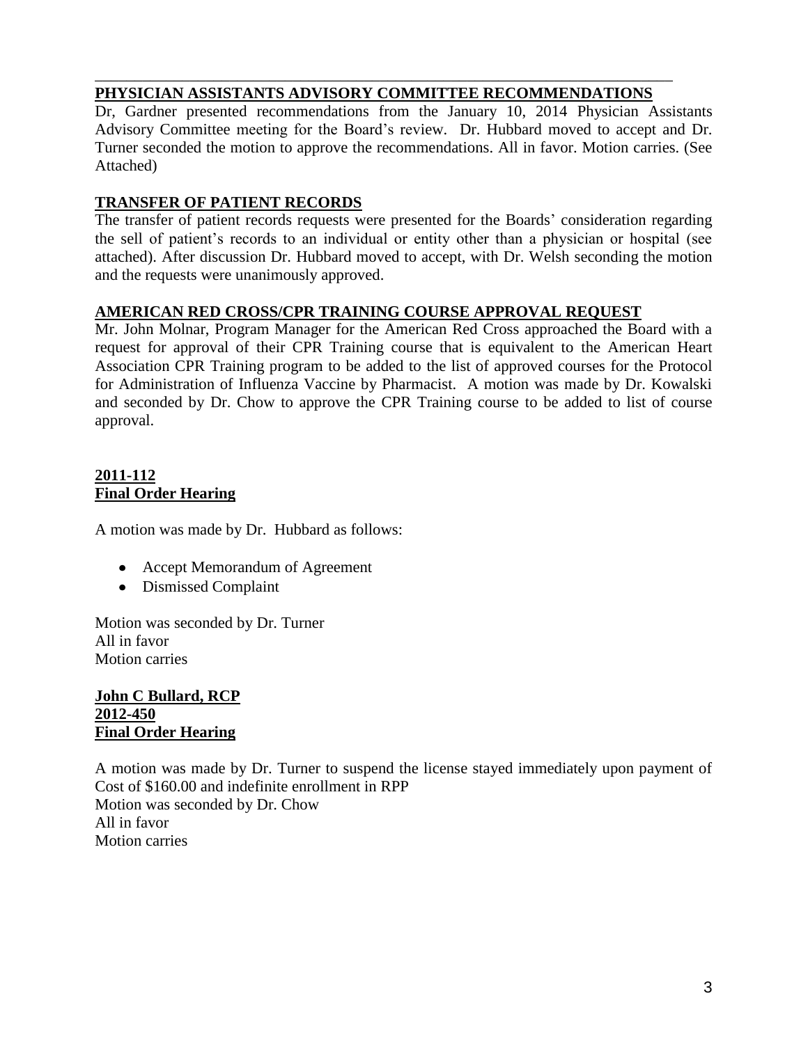**PHYSICIAN ASSISTANTS ADVISORY COMMITTEE RECOMMENDATIONS**

Dr, Gardner presented recommendations from the January 10, 2014 Physician Assistants Advisory Committee meeting for the Board's review. Dr. Hubbard moved to accept and Dr. Turner seconded the motion to approve the recommendations. All in favor. Motion carries. (See Attached)

**TRANSFER OF PATIENT RECORDS**

The transfer of patient records requests were presented for the Boards' consideration regarding the sell of patient's records to an individual or entity other than a physician or hospital (see attached). After discussion Dr. Hubbard moved to accept, with Dr. Welsh seconding the motion and the requests were unanimously approved.

**AMERICAN RED CROSS/CPR TRAINING COURSE APPROVAL REQUEST**

Mr. John Molnar, Program Manager for the American Red Cross approached the Board with a request for approval of their CPR Training course that is equivalent to the American Heart Association CPR Training program to be added to the list of approved courses for the Protocol for Administration of Influenza Vaccine by Pharmacist. A motion was made by Dr. Kowalski and seconded by Dr. Chow to approve the CPR Training course to be added to list of course approval.

**2011-112**
**Final Order Hearing**

A motion was made by Dr. Hubbard as follows:

- Accept Memorandum of Agreement
- Dismissed Complaint

Motion was seconded by Dr. Turner
All in favor
Motion carries

**John C Bullard, RCP**
**2012-450**
**Final Order Hearing**

A motion was made by Dr. Turner to suspend the license stayed immediately upon payment of Cost of $160.00 and indefinite enrollment in RPP
Motion was seconded by Dr. Chow
All in favor
Motion carries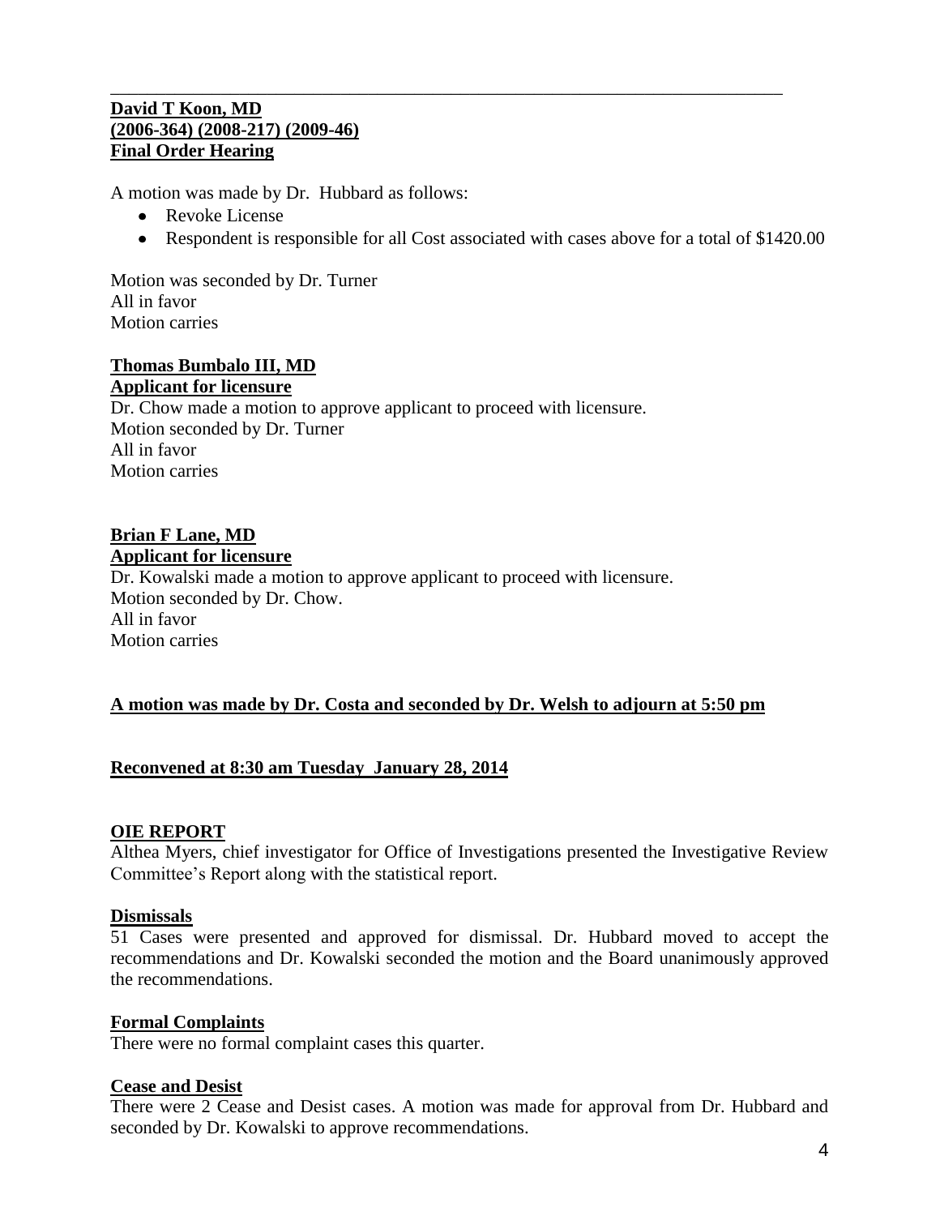---

**David T Koon, MD**
**(2006-364) (2008-217) (2009-46)**
**Final Order Hearing**

A motion was made by Dr. Hubbard as follows:

- Revoke License
- Respondent is responsible for all Cost associated with cases above for a total of $1420.00

Motion was seconded by Dr. Turner
All in favor
Motion carries

**Thomas Bumbalo III, MD**
**Applicant for licensure**
Dr. Chow made a motion to approve applicant to proceed with licensure.
Motion seconded by Dr. Turner
All in favor
Motion carries

**Brian F Lane, MD**
**Applicant for licensure**
Dr. Kowalski made a motion to approve applicant to proceed with licensure.
Motion seconded by Dr. Chow.
All in favor
Motion carries

**A motion was made by Dr. Costa and seconded by Dr. Welsh to adjourn at 5:50 pm**

**Reconvened at 8:30 am Tuesday January 28, 2014**

**OIE REPORT**
Althea Myers, chief investigator for Office of Investigations presented the Investigative Review Committee's Report along with the statistical report.

**Dismissals**
51 Cases were presented and approved for dismissal. Dr. Hubbard moved to accept the recommendations and Dr. Kowalski seconded the motion and the Board unanimously approved the recommendations.

**Formal Complaints**
There were no formal complaint cases this quarter.

**Cease and Desist**
There were 2 Cease and Desist cases. A motion was made for approval from Dr. Hubbard and seconded by Dr. Kowalski to approve recommendations.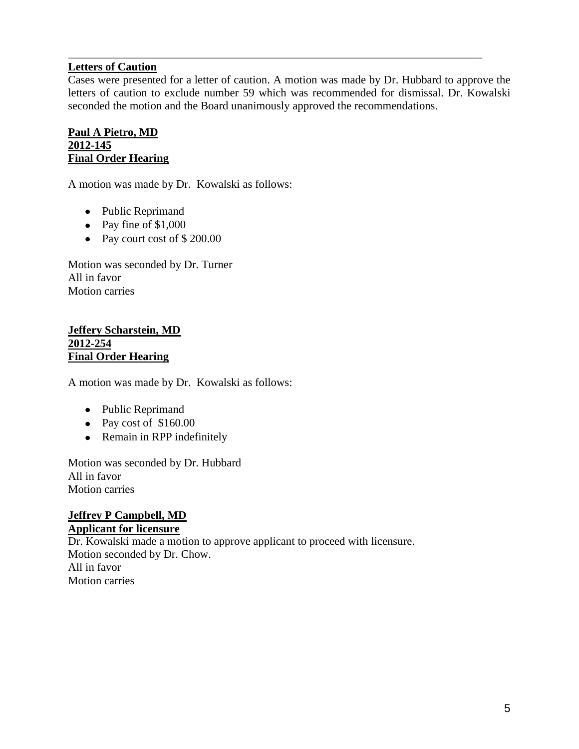---

**Letters of Caution**

Cases were presented for a letter of caution. A motion was made by Dr. Hubbard to approve the letters of caution to exclude number 59 which was recommended for dismissal. Dr. Kowalski seconded the motion and the Board unanimously approved the recommendations.

**Paul A Pietro, MD**
**2012-145**
**Final Order Hearing**

A motion was made by Dr. Kowalski as follows:

- Public Reprimand
- Pay fine of $1,000
- Pay court cost of $ 200.00

Motion was seconded by Dr. Turner
All in favor
Motion carries

**Jeffery Scharstein, MD**
**2012-254**
**Final Order Hearing**

A motion was made by Dr. Kowalski as follows:

- Public Reprimand
- Pay cost of $160.00
- Remain in RPP indefinitely

Motion was seconded by Dr. Hubbard
All in favor
Motion carries

**Jeffrey P Campbell, MD**
**Applicant for licensure**

Dr. Kowalski made a motion to approve applicant to proceed with licensure.
Motion seconded by Dr. Chow.
All in favor
Motion carries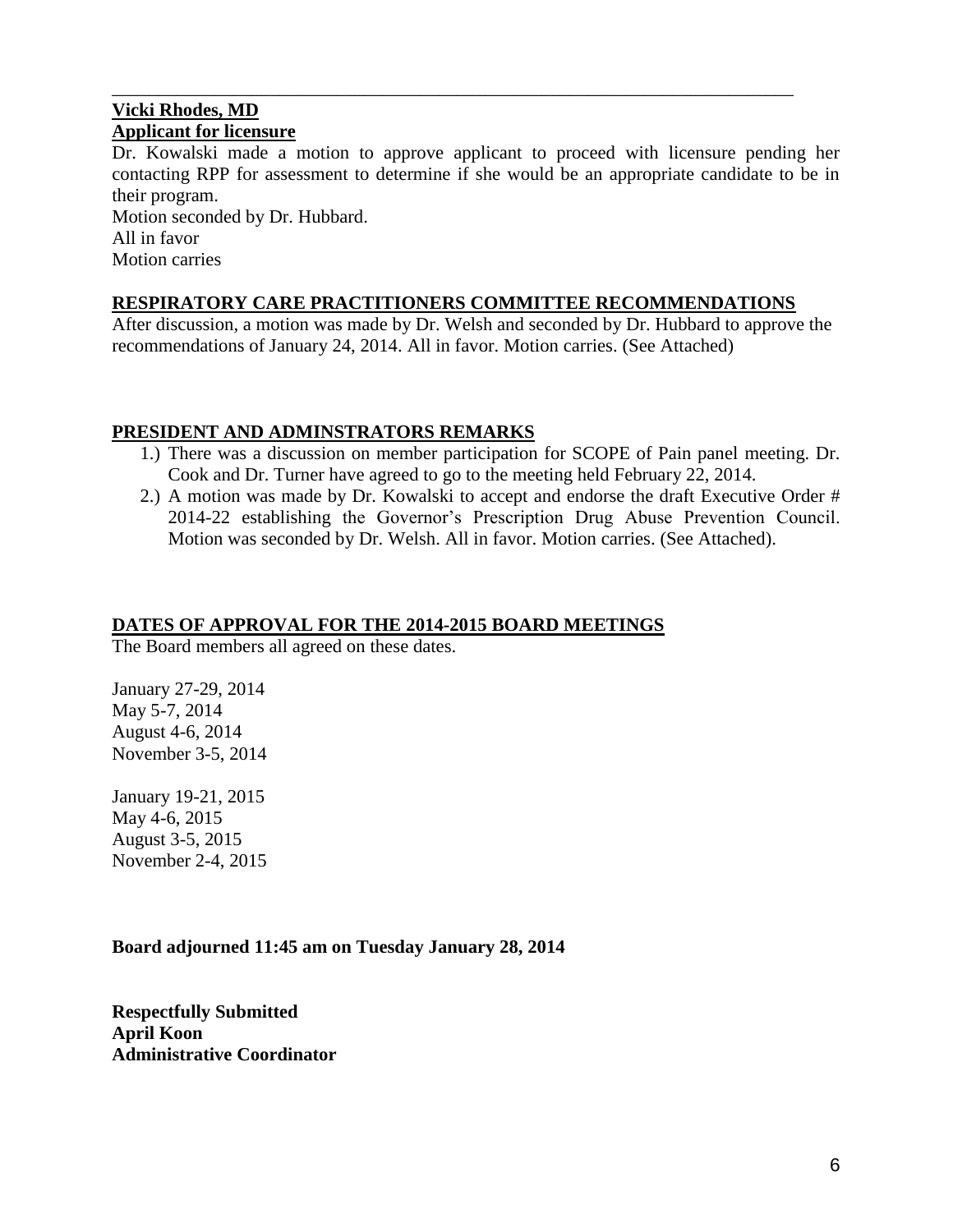---

**Vicki Rhodes, MD**
**Applicant for licensure**

Dr. Kowalski made a motion to approve applicant to proceed with licensure pending her contacting RPP for assessment to determine if she would be an appropriate candidate to be in their program.
Motion seconded by Dr. Hubbard.
All in favor
Motion carries

**RESPIRATORY CARE PRACTITIONERS COMMITTEE RECOMMENDATIONS**

After discussion, a motion was made by Dr. Welsh and seconded by Dr. Hubbard to approve the recommendations of January 24, 2014. All in favor. Motion carries. (See Attached)

**PRESIDENT AND ADMINSTRATORS REMARKS**

1.) There was a discussion on member participation for SCOPE of Pain panel meeting. Dr. Cook and Dr. Turner have agreed to go to the meeting held February 22, 2014.
2.) A motion was made by Dr. Kowalski to accept and endorse the draft Executive Order # 2014-22 establishing the Governor's Prescription Drug Abuse Prevention Council. Motion was seconded by Dr. Welsh. All in favor. Motion carries. (See Attached).

**DATES OF APPROVAL FOR THE 2014-2015 BOARD MEETINGS**

The Board members all agreed on these dates.

January 27-29, 2014
May 5-7, 2014
August 4-6, 2014
November 3-5, 2014

January 19-21, 2015
May 4-6, 2015
August 3-5, 2015
November 2-4, 2015

**Board adjourned 11:45 am on Tuesday January 28, 2014**

**Respectfully Submitted**
**April Koon**
**Administrative Coordinator**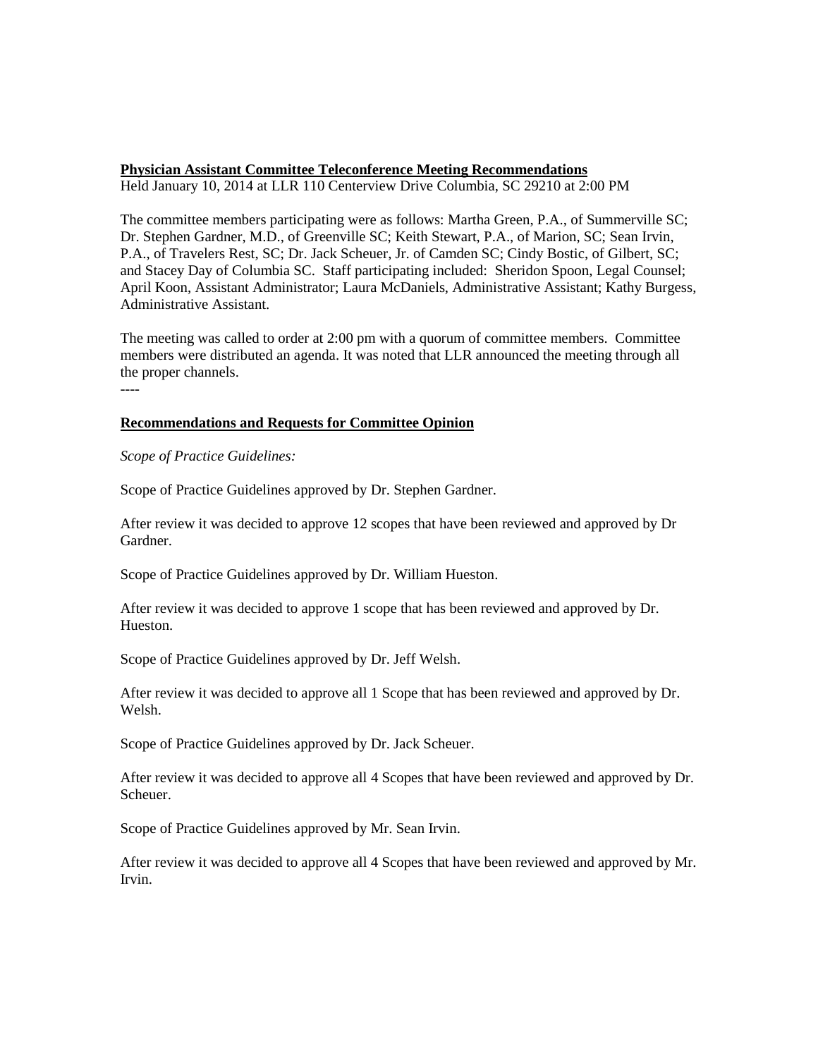**Physician Assistant Committee Teleconference Meeting Recommendations**
Held January 10, 2014 at LLR 110 Centerview Drive Columbia, SC 29210 at 2:00 PM

The committee members participating were as follows: Martha Green, P.A., of Summerville SC; Dr. Stephen Gardner, M.D., of Greenville SC; Keith Stewart, P.A., of Marion, SC; Sean Irvin, P.A., of Travelers Rest, SC; Dr. Jack Scheuer, Jr. of Camden SC; Cindy Bostic, of Gilbert, SC; and Stacey Day of Columbia SC. Staff participating included: Sheridon Spoon, Legal Counsel; April Koon, Assistant Administrator; Laura McDaniels, Administrative Assistant; Kathy Burgess, Administrative Assistant.

The meeting was called to order at 2:00 pm with a quorum of committee members. Committee members were distributed an agenda. It was noted that LLR announced the meeting through all the proper channels.

----

**Recommendations and Requests for Committee Opinion**

*Scope of Practice Guidelines:*

Scope of Practice Guidelines approved by Dr. Stephen Gardner.

After review it was decided to approve 12 scopes that have been reviewed and approved by Dr Gardner.

Scope of Practice Guidelines approved by Dr. William Hueston.

After review it was decided to approve 1 scope that has been reviewed and approved by Dr. Hueston.

Scope of Practice Guidelines approved by Dr. Jeff Welsh.

After review it was decided to approve all 1 Scope that has been reviewed and approved by Dr. Welsh.

Scope of Practice Guidelines approved by Dr. Jack Scheuer.

After review it was decided to approve all 4 Scopes that have been reviewed and approved by Dr. Scheuer.

Scope of Practice Guidelines approved by Mr. Sean Irvin.

After review it was decided to approve all 4 Scopes that have been reviewed and approved by Mr. Irvin.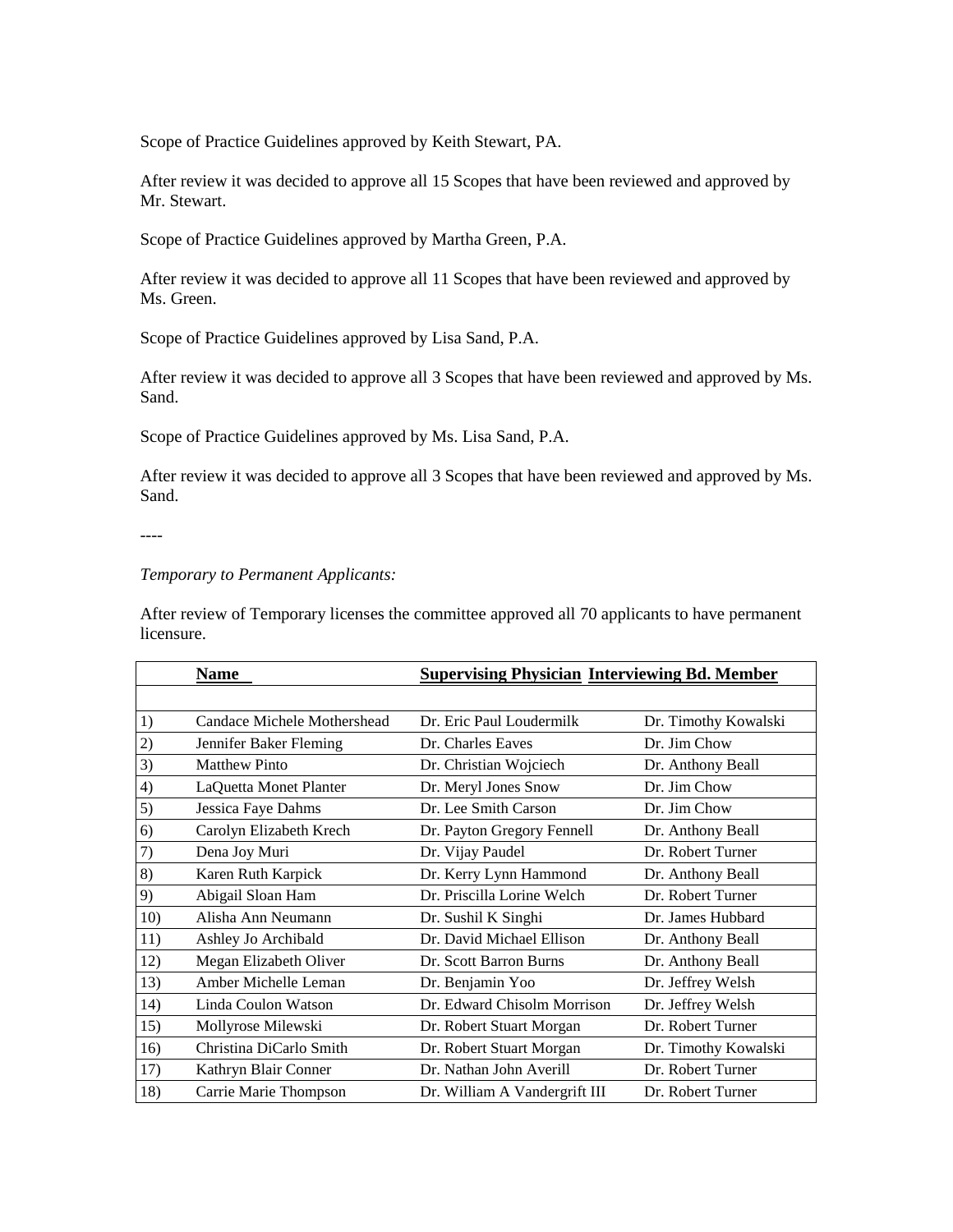Scope of Practice Guidelines approved by Keith Stewart, PA.

After review it was decided to approve all 15 Scopes that have been reviewed and approved by Mr. Stewart.

Scope of Practice Guidelines approved by Martha Green, P.A.

After review it was decided to approve all 11 Scopes that have been reviewed and approved by Ms. Green.

Scope of Practice Guidelines approved by Lisa Sand, P.A.

After review it was decided to approve all 3 Scopes that have been reviewed and approved by Ms. Sand.

Scope of Practice Guidelines approved by Ms. Lisa Sand, P.A.

After review it was decided to approve all 3 Scopes that have been reviewed and approved by Ms. Sand.

----

*Temporary to Permanent Applicants:*

After review of Temporary licenses the committee approved all 70 applicants to have permanent licensure.

| | **Name** | **Supervising Physician** | **Interviewing Bd. Member** |
|---|---|---|---|
| | | | |
| 1) | Candace Michele Mothershead | Dr. Eric Paul Loudermilk | Dr. Timothy Kowalski |
| 2) | Jennifer Baker Fleming | Dr. Charles Eaves | Dr. Jim Chow |
| 3) | Matthew Pinto | Dr. Christian Wojciech | Dr. Anthony Beall |
| 4) | LaQuetta Monet Planter | Dr. Meryl Jones Snow | Dr. Jim Chow |
| 5) | Jessica Faye Dahms | Dr. Lee Smith Carson | Dr. Jim Chow |
| 6) | Carolyn Elizabeth Krech | Dr. Payton Gregory Fennell | Dr. Anthony Beall |
| 7) | Dena Joy Muri | Dr. Vijay Paudel | Dr. Robert Turner |
| 8) | Karen Ruth Karpick | Dr. Kerry Lynn Hammond | Dr. Anthony Beall |
| 9) | Abigail Sloan Ham | Dr. Priscilla Lorine Welch | Dr. Robert Turner |
| 10) | Alisha Ann Neumann | Dr. Sushil K Singhi | Dr. James Hubbard |
| 11) | Ashley Jo Archibald | Dr. David Michael Ellison | Dr. Anthony Beall |
| 12) | Megan Elizabeth Oliver | Dr. Scott Barron Burns | Dr. Anthony Beall |
| 13) | Amber Michelle Leman | Dr. Benjamin Yoo | Dr. Jeffrey Welsh |
| 14) | Linda Coulon Watson | Dr. Edward Chisolm Morrison | Dr. Jeffrey Welsh |
| 15) | Mollyrose Milewski | Dr. Robert Stuart Morgan | Dr. Robert Turner |
| 16) | Christina DiCarlo Smith | Dr. Robert Stuart Morgan | Dr. Timothy Kowalski |
| 17) | Kathryn Blair Conner | Dr. Nathan John Averill | Dr. Robert Turner |
| 18) | Carrie Marie Thompson | Dr. William A Vandergrift III | Dr. Robert Turner |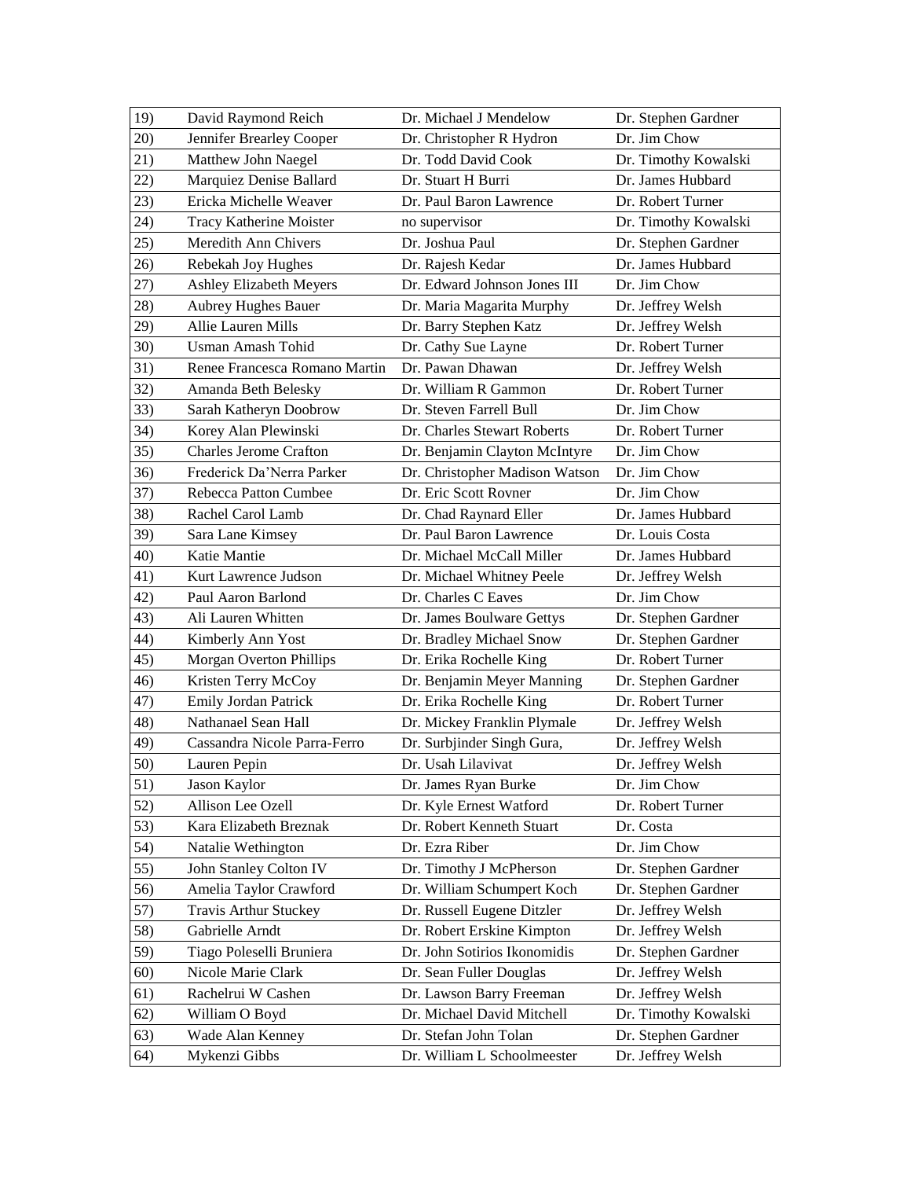| 19) | David Raymond Reich | Dr. Michael J Mendelow | Dr. Stephen Gardner |
|---|---|---|---|
| 20) | Jennifer Brearley Cooper | Dr. Christopher R Hydron | Dr. Jim Chow |
| 21) | Matthew John Naegel | Dr. Todd David Cook | Dr. Timothy Kowalski |
| 22) | Marquiez Denise Ballard | Dr. Stuart H Burri | Dr. James Hubbard |
| 23) | Ericka Michelle Weaver | Dr. Paul Baron Lawrence | Dr. Robert Turner |
| 24) | Tracy Katherine Moister | no supervisor | Dr. Timothy Kowalski |
| 25) | Meredith Ann Chivers | Dr. Joshua Paul | Dr. Stephen Gardner |
| 26) | Rebekah Joy Hughes | Dr. Rajesh Kedar | Dr. James Hubbard |
| 27) | Ashley Elizabeth Meyers | Dr. Edward Johnson Jones III | Dr. Jim Chow |
| 28) | Aubrey Hughes Bauer | Dr. Maria Magarita Murphy | Dr. Jeffrey Welsh |
| 29) | Allie Lauren Mills | Dr. Barry Stephen Katz | Dr. Jeffrey Welsh |
| 30) | Usman Amash Tohid | Dr. Cathy Sue Layne | Dr. Robert Turner |
| 31) | Renee Francesca Romano Martin | Dr. Pawan Dhawan | Dr. Jeffrey Welsh |
| 32) | Amanda Beth Belesky | Dr. William R Gammon | Dr. Robert Turner |
| 33) | Sarah Katheryn Doobrow | Dr. Steven Farrell Bull | Dr. Jim Chow |
| 34) | Korey Alan Plewinski | Dr. Charles Stewart Roberts | Dr. Robert Turner |
| 35) | Charles Jerome Crafton | Dr. Benjamin Clayton McIntyre | Dr. Jim Chow |
| 36) | Frederick Da'Nerra Parker | Dr. Christopher Madison Watson | Dr. Jim Chow |
| 37) | Rebecca Patton Cumbee | Dr. Eric Scott Rovner | Dr. Jim Chow |
| 38) | Rachel Carol Lamb | Dr. Chad Raynard Eller | Dr. James Hubbard |
| 39) | Sara Lane Kimsey | Dr. Paul Baron Lawrence | Dr. Louis Costa |
| 40) | Katie Mantie | Dr. Michael McCall Miller | Dr. James Hubbard |
| 41) | Kurt Lawrence Judson | Dr. Michael Whitney Peele | Dr. Jeffrey Welsh |
| 42) | Paul Aaron Barlond | Dr. Charles C Eaves | Dr. Jim Chow |
| 43) | Ali Lauren Whitten | Dr. James Boulware Gettys | Dr. Stephen Gardner |
| 44) | Kimberly Ann Yost | Dr. Bradley Michael Snow | Dr. Stephen Gardner |
| 45) | Morgan Overton Phillips | Dr. Erika Rochelle King | Dr. Robert Turner |
| 46) | Kristen Terry McCoy | Dr. Benjamin Meyer Manning | Dr. Stephen Gardner |
| 47) | Emily Jordan Patrick | Dr. Erika Rochelle King | Dr. Robert Turner |
| 48) | Nathanael Sean Hall | Dr. Mickey Franklin Plymale | Dr. Jeffrey Welsh |
| 49) | Cassandra Nicole Parra-Ferro | Dr. Surbjinder Singh Gura, | Dr. Jeffrey Welsh |
| 50) | Lauren Pepin | Dr. Usah Lilavivat | Dr. Jeffrey Welsh |
| 51) | Jason Kaylor | Dr. James Ryan Burke | Dr. Jim Chow |
| 52) | Allison Lee Ozell | Dr. Kyle Ernest Watford | Dr. Robert Turner |
| 53) | Kara Elizabeth Breznak | Dr. Robert Kenneth Stuart | Dr. Costa |
| 54) | Natalie Wethington | Dr. Ezra Riber | Dr. Jim Chow |
| 55) | John Stanley Colton IV | Dr. Timothy J McPherson | Dr. Stephen Gardner |
| 56) | Amelia Taylor Crawford | Dr. William Schumpert Koch | Dr. Stephen Gardner |
| 57) | Travis Arthur Stuckey | Dr. Russell Eugene Ditzler | Dr. Jeffrey Welsh |
| 58) | Gabrielle Arndt | Dr. Robert Erskine Kimpton | Dr. Jeffrey Welsh |
| 59) | Tiago Poleselli Bruniera | Dr. John Sotirios Ikonomidis | Dr. Stephen Gardner |
| 60) | Nicole Marie Clark | Dr. Sean Fuller Douglas | Dr. Jeffrey Welsh |
| 61) | Rachelrui W Cashen | Dr. Lawson Barry Freeman | Dr. Jeffrey Welsh |
| 62) | William O Boyd | Dr. Michael David Mitchell | Dr. Timothy Kowalski |
| 63) | Wade Alan Kenney | Dr. Stefan John Tolan | Dr. Stephen Gardner |
| 64) | Mykenzi Gibbs | Dr. William L Schoolmeester | Dr. Jeffrey Welsh |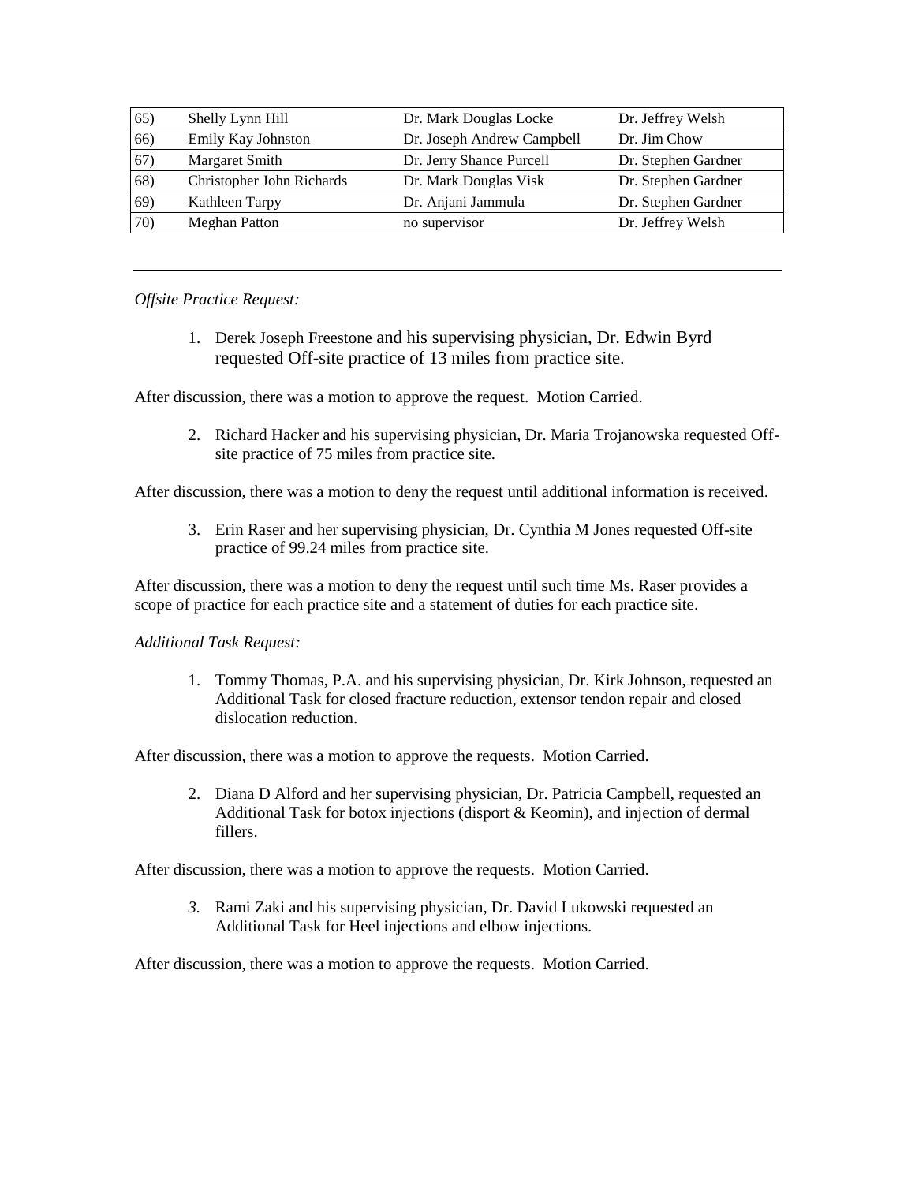| | | | |
|---|---|---|---|
| 65) | Shelly Lynn Hill | Dr. Mark Douglas Locke | Dr. Jeffrey Welsh |
| 66) | Emily Kay Johnston | Dr. Joseph Andrew Campbell | Dr. Jim Chow |
| 67) | Margaret Smith | Dr. Jerry Shance Purcell | Dr. Stephen Gardner |
| 68) | Christopher John Richards | Dr. Mark Douglas Visk | Dr. Stephen Gardner |
| 69) | Kathleen Tarpy | Dr. Anjani Jammula | Dr. Stephen Gardner |
| 70) | Meghan Patton | no supervisor | Dr. Jeffrey Welsh |

---

*Offsite Practice Request:*

1. Derek Joseph Freestone and his supervising physician, Dr. Edwin Byrd requested Off-site practice of 13 miles from practice site.

After discussion, there was a motion to approve the request. Motion Carried.

2. Richard Hacker and his supervising physician, Dr. Maria Trojanowska requested Off-site practice of 75 miles from practice site.

After discussion, there was a motion to deny the request until additional information is received.

3. Erin Raser and her supervising physician, Dr. Cynthia M Jones requested Off-site practice of 99.24 miles from practice site.

After discussion, there was a motion to deny the request until such time Ms. Raser provides a scope of practice for each practice site and a statement of duties for each practice site.

*Additional Task Request:*

1. Tommy Thomas, P.A. and his supervising physician, Dr. Kirk Johnson, requested an Additional Task for closed fracture reduction, extensor tendon repair and closed dislocation reduction.

After discussion, there was a motion to approve the requests. Motion Carried.

2. Diana D Alford and her supervising physician, Dr. Patricia Campbell, requested an Additional Task for botox injections (disport & Keomin), and injection of dermal fillers.

After discussion, there was a motion to approve the requests. Motion Carried.

3. Rami Zaki and his supervising physician, Dr. David Lukowski requested an Additional Task for Heel injections and elbow injections.

After discussion, there was a motion to approve the requests. Motion Carried.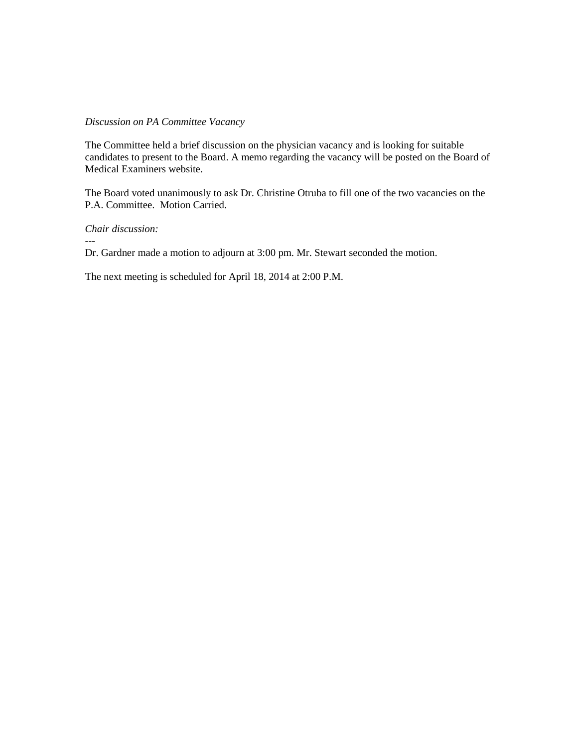*Discussion on PA Committee Vacancy*

The Committee held a brief discussion on the physician vacancy and is looking for suitable candidates to present to the Board. A memo regarding the vacancy will be posted on the Board of Medical Examiners website.

The Board voted unanimously to ask Dr. Christine Otruba to fill one of the two vacancies on the P.A. Committee. Motion Carried.

*Chair discussion:*

---

Dr. Gardner made a motion to adjourn at 3:00 pm. Mr. Stewart seconded the motion.

The next meeting is scheduled for April 18, 2014 at 2:00 P.M.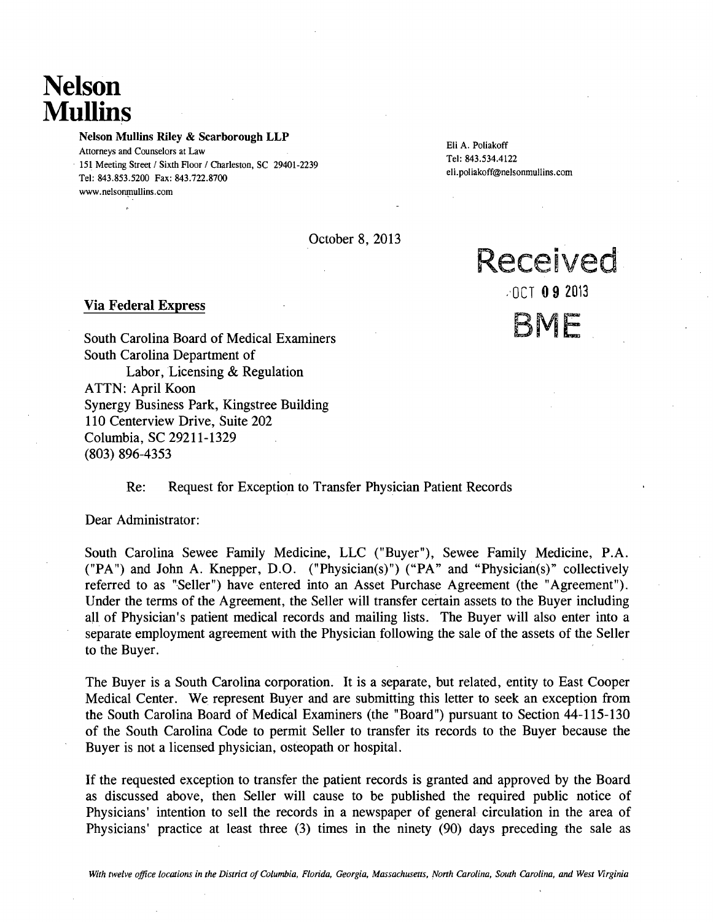# Nelson Mullins

**Nelson Mullins Riley & Scarborough LLP**
Attorneys and Counselors at Law
151 Meeting Street / Sixth Floor / Charleston, SC 29401-2239
Tel: 843.853.5200 Fax: 843.722.8700
www.nelsonmullins.com

Eli A. Poliakoff
Tel: 843.534.4122
eli.poliakoff@nelsonmullins.com

October 8, 2013

Received
OCT 09 2013
BME

**Via Federal Express**

South Carolina Board of Medical Examiners
South Carolina Department of
Labor, Licensing & Regulation
ATTN: April Koon
Synergy Business Park, Kingstree Building
110 Centerview Drive, Suite 202
Columbia, SC 29211-1329
(803) 896-4353

Re: Request for Exception to Transfer Physician Patient Records

Dear Administrator:

South Carolina Sewee Family Medicine, LLC ("Buyer"), Sewee Family Medicine, P.A. ("PA") and John A. Knepper, D.O. ("Physician(s)") ("PA" and "Physician(s)" collectively referred to as "Seller") have entered into an Asset Purchase Agreement (the "Agreement"). Under the terms of the Agreement, the Seller will transfer certain assets to the Buyer including all of Physician's patient medical records and mailing lists. The Buyer will also enter into a separate employment agreement with the Physician following the sale of the assets of the Seller to the Buyer.

The Buyer is a South Carolina corporation. It is a separate, but related, entity to East Cooper Medical Center. We represent Buyer and are submitting this letter to seek an exception from the South Carolina Board of Medical Examiners (the "Board") pursuant to Section 44-115-130 of the South Carolina Code to permit Seller to transfer its records to the Buyer because the Buyer is not a licensed physician, osteopath or hospital.

If the requested exception to transfer the patient records is granted and approved by the Board as discussed above, then Seller will cause to be published the required public notice of Physicians' intention to sell the records in a newspaper of general circulation in the area of Physicians' practice at least three (3) times in the ninety (90) days preceding the sale as

*With twelve office locations in the District of Columbia, Florida, Georgia, Massachusetts, North Carolina, South Carolina, and West Virginia*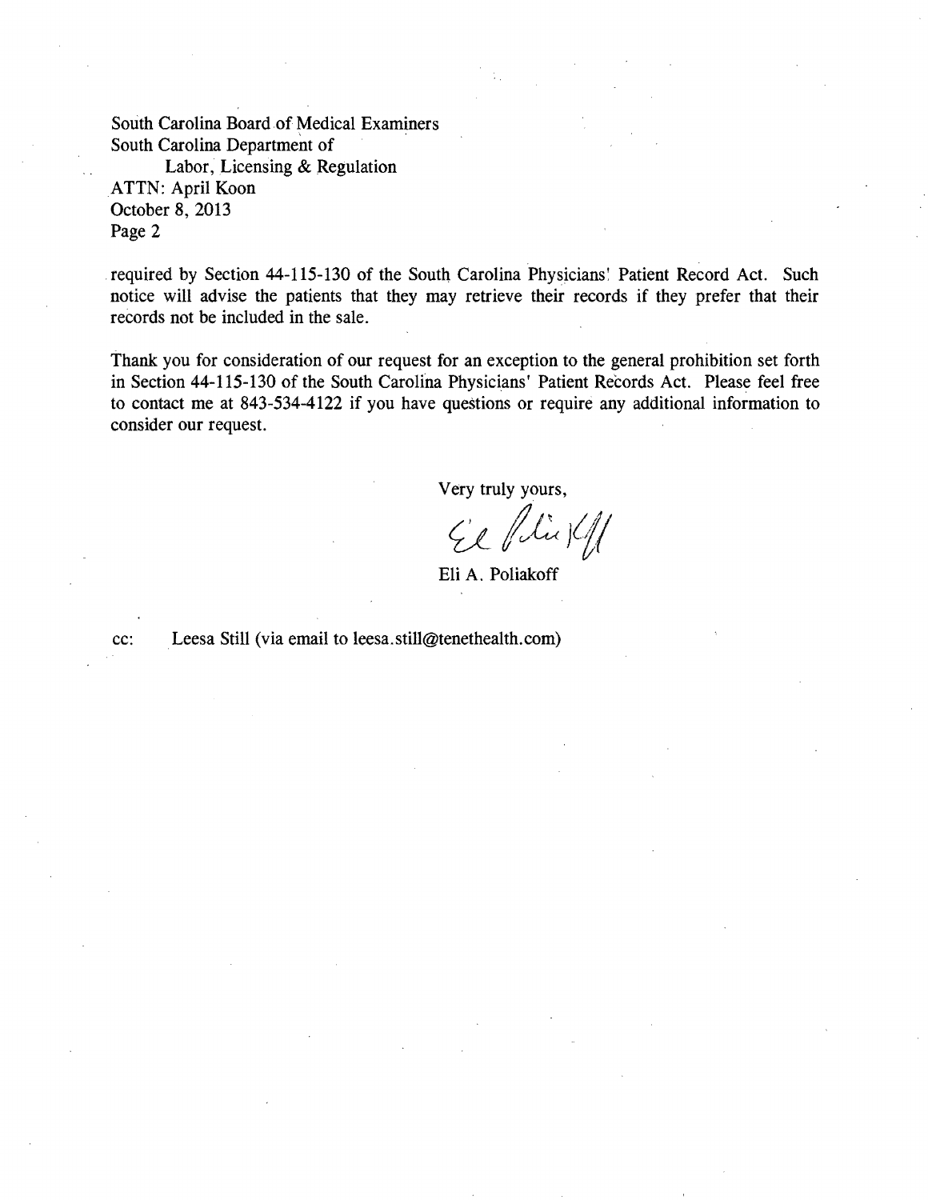South Carolina Board of Medical Examiners
South Carolina Department of
    Labor, Licensing & Regulation
ATTN: April Koon
October 8, 2013
Page 2

required by Section 44-115-130 of the South Carolina Physicians' Patient Record Act. Such notice will advise the patients that they may retrieve their records if they prefer that their records not be included in the sale.

Thank you for consideration of our request for an exception to the general prohibition set forth in Section 44-115-130 of the South Carolina Physicians' Patient Records Act. Please feel free to contact me at 843-534-4122 if you have questions or require any additional information to consider our request.

Very truly yours,

Eli A. Poliakoff

cc: Leesa Still (via email to leesa.still@tenethealth.com)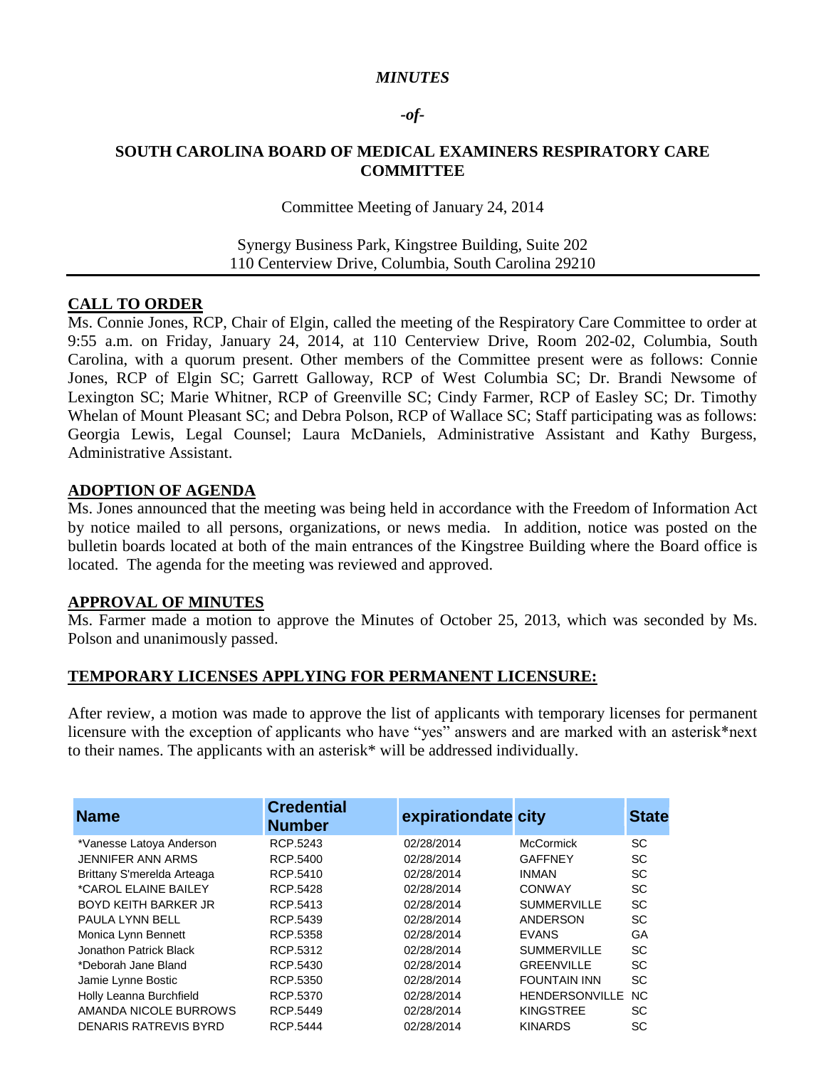*MINUTES*

*-of-*

**SOUTH CAROLINA BOARD OF MEDICAL EXAMINERS RESPIRATORY CARE COMMITTEE**

Committee Meeting of January 24, 2014

Synergy Business Park, Kingstree Building, Suite 202
110 Centerview Drive, Columbia, South Carolina 29210

## CALL TO ORDER

Ms. Connie Jones, RCP, Chair of Elgin, called the meeting of the Respiratory Care Committee to order at 9:55 a.m. on Friday, January 24, 2014, at 110 Centerview Drive, Room 202-02, Columbia, South Carolina, with a quorum present. Other members of the Committee present were as follows: Connie Jones, RCP of Elgin SC; Garrett Galloway, RCP of West Columbia SC; Dr. Brandi Newsome of Lexington SC; Marie Whitner, RCP of Greenville SC; Cindy Farmer, RCP of Easley SC; Dr. Timothy Whelan of Mount Pleasant SC; and Debra Polson, RCP of Wallace SC; Staff participating was as follows: Georgia Lewis, Legal Counsel; Laura McDaniels, Administrative Assistant and Kathy Burgess, Administrative Assistant.

## ADOPTION OF AGENDA

Ms. Jones announced that the meeting was being held in accordance with the Freedom of Information Act by notice mailed to all persons, organizations, or news media. In addition, notice was posted on the bulletin boards located at both of the main entrances of the Kingstree Building where the Board office is located. The agenda for the meeting was reviewed and approved.

## APPROVAL OF MINUTES

Ms. Farmer made a motion to approve the Minutes of October 25, 2013, which was seconded by Ms. Polson and unanimously passed.

## TEMPORARY LICENSES APPLYING FOR PERMANENT LICENSURE:

After review, a motion was made to approve the list of applicants with temporary licenses for permanent licensure with the exception of applicants who have "yes" answers and are marked with an asterisk*next to their names. The applicants with an asterisk* will be addressed individually.

| Name | Credential Number | expirationdate | city | State |
|---|---|---|---|---|
| *Vanesse Latoya Anderson | RCP.5243 | 02/28/2014 | McCormick | SC |
| JENNIFER ANN ARMS | RCP.5400 | 02/28/2014 | GAFFNEY | SC |
| Brittany S'merelda Arteaga | RCP.5410 | 02/28/2014 | INMAN | SC |
| *CAROL ELAINE BAILEY | RCP.5428 | 02/28/2014 | CONWAY | SC |
| BOYD KEITH BARKER JR | RCP.5413 | 02/28/2014 | SUMMERVILLE | SC |
| PAULA LYNN BELL | RCP.5439 | 02/28/2014 | ANDERSON | SC |
| Monica Lynn Bennett | RCP.5358 | 02/28/2014 | EVANS | GA |
| Jonathon Patrick Black | RCP.5312 | 02/28/2014 | SUMMERVILLE | SC |
| *Deborah Jane Bland | RCP.5430 | 02/28/2014 | GREENVILLE | SC |
| Jamie Lynne Bostic | RCP.5350 | 02/28/2014 | FOUNTAIN INN | SC |
| Holly Leanna Burchfield | RCP.5370 | 02/28/2014 | HENDERSONVILLE | NC |
| AMANDA NICOLE BURROWS | RCP.5449 | 02/28/2014 | KINGSTREE | SC |
| DENARIS RATREVIS BYRD | RCP.5444 | 02/28/2014 | KINARDS | SC |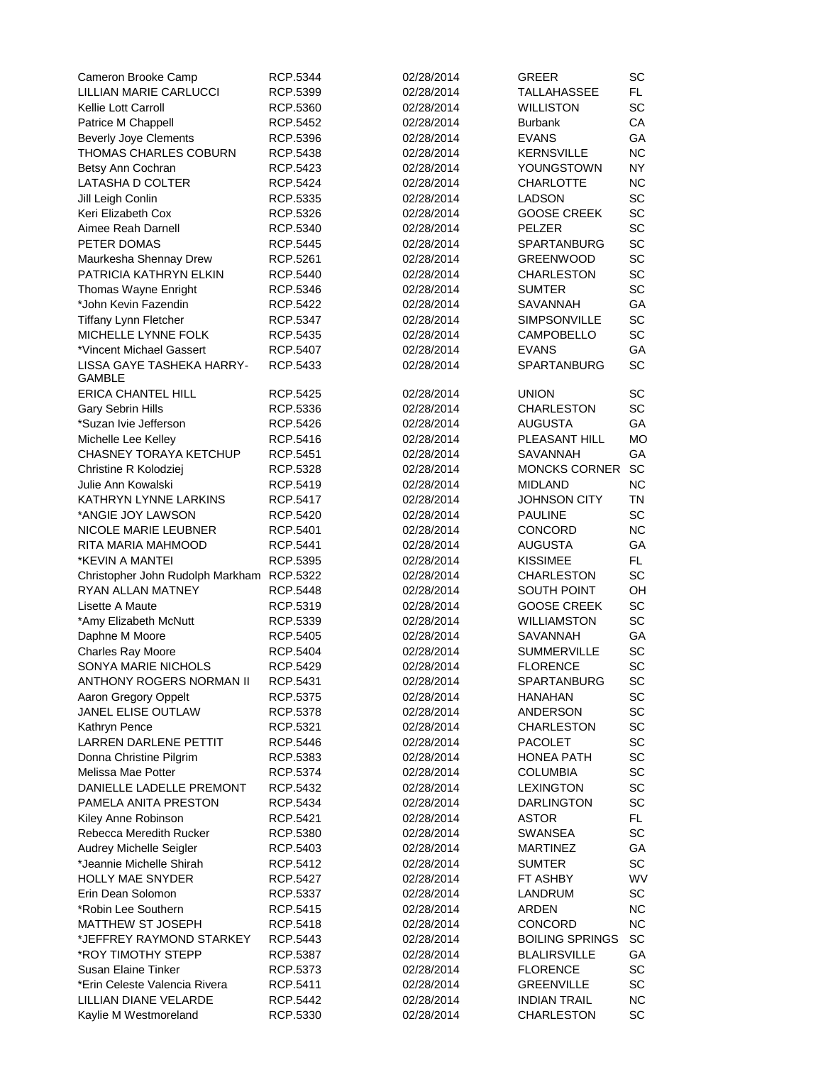| | | | | |
|---|---|---|---|---|
| Cameron Brooke Camp | RCP.5344 | 02/28/2014 | GREER | SC |
| LILLIAN MARIE CARLUCCI | RCP.5399 | 02/28/2014 | TALLAHASSEE | FL |
| Kellie Lott Carroll | RCP.5360 | 02/28/2014 | WILLISTON | SC |
| Patrice M Chappell | RCP.5452 | 02/28/2014 | Burbank | CA |
| Beverly Joye Clements | RCP.5396 | 02/28/2014 | EVANS | GA |
| THOMAS CHARLES COBURN | RCP.5438 | 02/28/2014 | KERNSVILLE | NC |
| Betsy Ann Cochran | RCP.5423 | 02/28/2014 | YOUNGSTOWN | NY |
| LATASHA D COLTER | RCP.5424 | 02/28/2014 | CHARLOTTE | NC |
| Jill Leigh Conlin | RCP.5335 | 02/28/2014 | LADSON | SC |
| Keri Elizabeth Cox | RCP.5326 | 02/28/2014 | GOOSE CREEK | SC |
| Aimee Reah Darnell | RCP.5340 | 02/28/2014 | PELZER | SC |
| PETER DOMAS | RCP.5445 | 02/28/2014 | SPARTANBURG | SC |
| Maurkesha Shennay Drew | RCP.5261 | 02/28/2014 | GREENWOOD | SC |
| PATRICIA KATHRYN ELKIN | RCP.5440 | 02/28/2014 | CHARLESTON | SC |
| Thomas Wayne Enright | RCP.5346 | 02/28/2014 | SUMTER | SC |
| *John Kevin Fazendin | RCP.5422 | 02/28/2014 | SAVANNAH | GA |
| Tiffany Lynn Fletcher | RCP.5347 | 02/28/2014 | SIMPSONVILLE | SC |
| MICHELLE LYNNE FOLK | RCP.5435 | 02/28/2014 | CAMPOBELLO | SC |
| *Vincent Michael Gassert | RCP.5407 | 02/28/2014 | EVANS | GA |
| LISSA GAYE TASHEKA HARRY-GAMBLE | RCP.5433 | 02/28/2014 | SPARTANBURG | SC |
| ERICA CHANTEL HILL | RCP.5425 | 02/28/2014 | UNION | SC |
| Gary Sebrin Hills | RCP.5336 | 02/28/2014 | CHARLESTON | SC |
| *Suzan Ivie Jefferson | RCP.5426 | 02/28/2014 | AUGUSTA | GA |
| Michelle Lee Kelley | RCP.5416 | 02/28/2014 | PLEASANT HILL | MO |
| CHASNEY TORAYA KETCHUP | RCP.5451 | 02/28/2014 | SAVANNAH | GA |
| Christine R Kolodziej | RCP.5328 | 02/28/2014 | MONCKS CORNER | SC |
| Julie Ann Kowalski | RCP.5419 | 02/28/2014 | MIDLAND | NC |
| KATHRYN LYNNE LARKINS | RCP.5417 | 02/28/2014 | JOHNSON CITY | TN |
| *ANGIE JOY LAWSON | RCP.5420 | 02/28/2014 | PAULINE | SC |
| NICOLE MARIE LEUBNER | RCP.5401 | 02/28/2014 | CONCORD | NC |
| RITA MARIA MAHMOOD | RCP.5441 | 02/28/2014 | AUGUSTA | GA |
| *KEVIN A MANTEI | RCP.5395 | 02/28/2014 | KISSIMEE | FL |
| Christopher John Rudolph Markham | RCP.5322 | 02/28/2014 | CHARLESTON | SC |
| RYAN ALLAN MATNEY | RCP.5448 | 02/28/2014 | SOUTH POINT | OH |
| Lisette A Maute | RCP.5319 | 02/28/2014 | GOOSE CREEK | SC |
| *Amy Elizabeth McNutt | RCP.5339 | 02/28/2014 | WILLIAMSTON | SC |
| Daphne M Moore | RCP.5405 | 02/28/2014 | SAVANNAH | GA |
| Charles Ray Moore | RCP.5404 | 02/28/2014 | SUMMERVILLE | SC |
| SONYA MARIE NICHOLS | RCP.5429 | 02/28/2014 | FLORENCE | SC |
| ANTHONY ROGERS NORMAN II | RCP.5431 | 02/28/2014 | SPARTANBURG | SC |
| Aaron Gregory Oppelt | RCP.5375 | 02/28/2014 | HANAHAN | SC |
| JANEL ELISE OUTLAW | RCP.5378 | 02/28/2014 | ANDERSON | SC |
| Kathryn Pence | RCP.5321 | 02/28/2014 | CHARLESTON | SC |
| LARREN DARLENE PETTIT | RCP.5446 | 02/28/2014 | PACOLET | SC |
| Donna Christine Pilgrim | RCP.5383 | 02/28/2014 | HONEA PATH | SC |
| Melissa Mae Potter | RCP.5374 | 02/28/2014 | COLUMBIA | SC |
| DANIELLE LADELLE PREMONT | RCP.5432 | 02/28/2014 | LEXINGTON | SC |
| PAMELA ANITA PRESTON | RCP.5434 | 02/28/2014 | DARLINGTON | SC |
| Kiley Anne Robinson | RCP.5421 | 02/28/2014 | ASTOR | FL |
| Rebecca Meredith Rucker | RCP.5380 | 02/28/2014 | SWANSEA | SC |
| Audrey Michelle Seigler | RCP.5403 | 02/28/2014 | MARTINEZ | GA |
| *Jeannie Michelle Shirah | RCP.5412 | 02/28/2014 | SUMTER | SC |
| HOLLY MAE SNYDER | RCP.5427 | 02/28/2014 | FT ASHBY | WV |
| Erin Dean Solomon | RCP.5337 | 02/28/2014 | LANDRUM | SC |
| *Robin Lee Southern | RCP.5415 | 02/28/2014 | ARDEN | NC |
| MATTHEW ST JOSEPH | RCP.5418 | 02/28/2014 | CONCORD | NC |
| *JEFFREY RAYMOND STARKEY | RCP.5443 | 02/28/2014 | BOILING SPRINGS | SC |
| *ROY TIMOTHY STEPP | RCP.5387 | 02/28/2014 | BLAIRSVILLE | GA |
| Susan Elaine Tinker | RCP.5373 | 02/28/2014 | FLORENCE | SC |
| *Erin Celeste Valencia Rivera | RCP.5411 | 02/28/2014 | GREENVILLE | SC |
| LILLIAN DIANE VELARDE | RCP.5442 | 02/28/2014 | INDIAN TRAIL | NC |
| Kaylie M Westmoreland | RCP.5330 | 02/28/2014 | CHARLESTON | SC |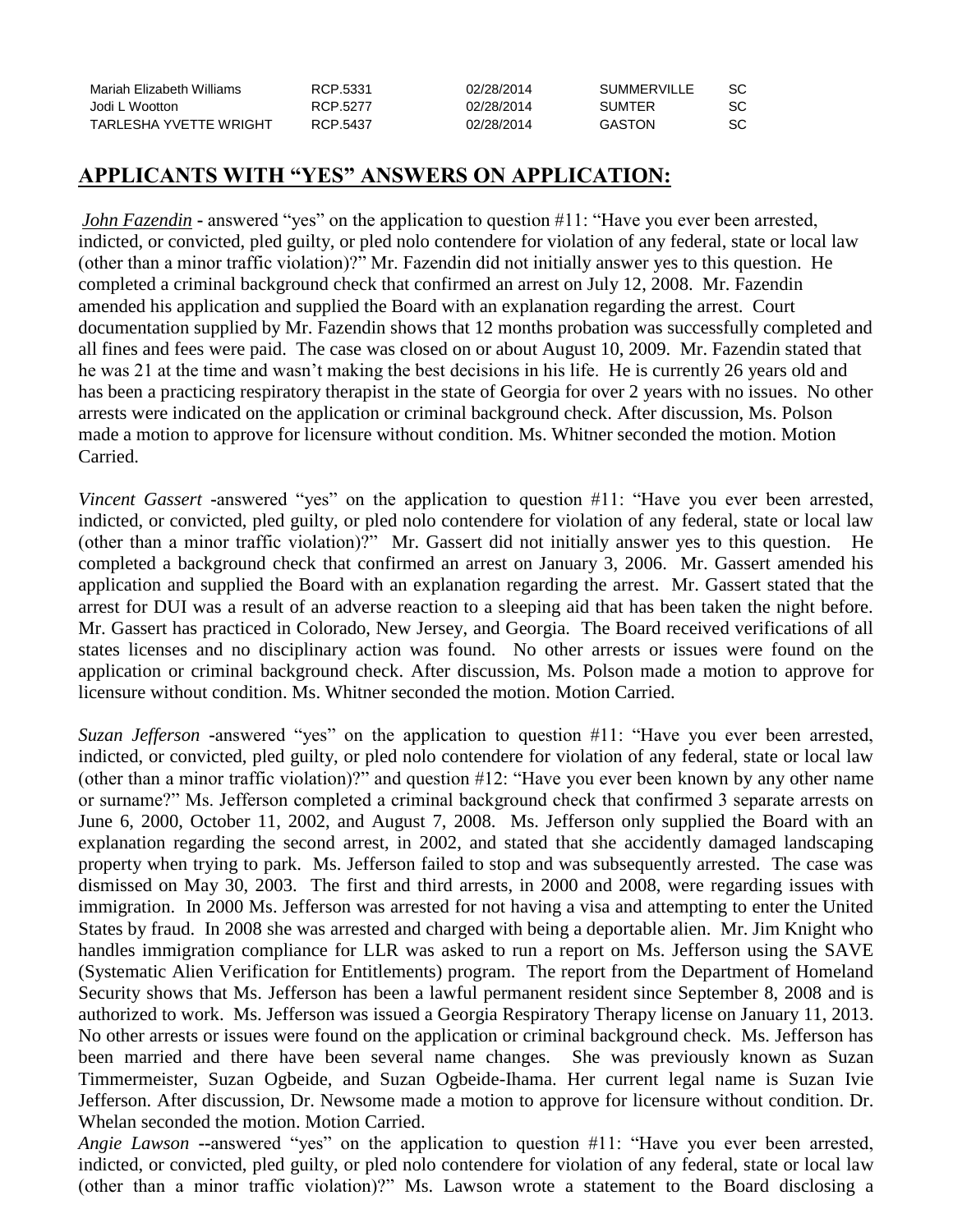| | | | | |
|---|---|---|---|---|
| Mariah Elizabeth Williams | RCP.5331 | 02/28/2014 | SUMMERVILLE | SC |
| Jodi L Wootton | RCP.5277 | 02/28/2014 | SUMTER | SC |
| TARLESHA YVETTE WRIGHT | RCP.5437 | 02/28/2014 | GASTON | SC |

## APPLICANTS WITH "YES" ANSWERS ON APPLICATION:

*John Fazendin* - answered "yes" on the application to question #11: "Have you ever been arrested, indicted, or convicted, pled guilty, or pled nolo contendere for violation of any federal, state or local law (other than a minor traffic violation)?" Mr. Fazendin did not initially answer yes to this question. He completed a criminal background check that confirmed an arrest on July 12, 2008. Mr. Fazendin amended his application and supplied the Board with an explanation regarding the arrest. Court documentation supplied by Mr. Fazendin shows that 12 months probation was successfully completed and all fines and fees were paid. The case was closed on or about August 10, 2009. Mr. Fazendin stated that he was 21 at the time and wasn't making the best decisions in his life. He is currently 26 years old and has been a practicing respiratory therapist in the state of Georgia for over 2 years with no issues. No other arrests were indicated on the application or criminal background check. After discussion, Ms. Polson made a motion to approve for licensure without condition. Ms. Whitner seconded the motion. Motion Carried.

*Vincent Gassert* -answered "yes" on the application to question #11: "Have you ever been arrested, indicted, or convicted, pled guilty, or pled nolo contendere for violation of any federal, state or local law (other than a minor traffic violation)?" Mr. Gassert did not initially answer yes to this question. He completed a background check that confirmed an arrest on January 3, 2006. Mr. Gassert amended his application and supplied the Board with an explanation regarding the arrest. Mr. Gassert stated that the arrest for DUI was a result of an adverse reaction to a sleeping aid that has been taken the night before. Mr. Gassert has practiced in Colorado, New Jersey, and Georgia. The Board received verifications of all states licenses and no disciplinary action was found. No other arrests or issues were found on the application or criminal background check. After discussion, Ms. Polson made a motion to approve for licensure without condition. Ms. Whitner seconded the motion. Motion Carried.

*Suzan Jefferson* -answered "yes" on the application to question #11: "Have you ever been arrested, indicted, or convicted, pled guilty, or pled nolo contendere for violation of any federal, state or local law (other than a minor traffic violation)?" and question #12: "Have you ever been known by any other name or surname?" Ms. Jefferson completed a criminal background check that confirmed 3 separate arrests on June 6, 2000, October 11, 2002, and August 7, 2008. Ms. Jefferson only supplied the Board with an explanation regarding the second arrest, in 2002, and stated that she accidently damaged landscaping property when trying to park. Ms. Jefferson failed to stop and was subsequently arrested. The case was dismissed on May 30, 2003. The first and third arrests, in 2000 and 2008, were regarding issues with immigration. In 2000 Ms. Jefferson was arrested for not having a visa and attempting to enter the United States by fraud. In 2008 she was arrested and charged with being a deportable alien. Mr. Jim Knight who handles immigration compliance for LLR was asked to run a report on Ms. Jefferson using the SAVE (Systematic Alien Verification for Entitlements) program. The report from the Department of Homeland Security shows that Ms. Jefferson has been a lawful permanent resident since September 8, 2008 and is authorized to work. Ms. Jefferson was issued a Georgia Respiratory Therapy license on January 11, 2013. No other arrests or issues were found on the application or criminal background check. Ms. Jefferson has been married and there have been several name changes. She was previously known as Suzan Timmermeister, Suzan Ogbeide, and Suzan Ogbeide-Ihama. Her current legal name is Suzan Ivie Jefferson. After discussion, Dr. Newsome made a motion to approve for licensure without condition. Dr. Whelan seconded the motion. Motion Carried.

*Angie Lawson* --answered "yes" on the application to question #11: "Have you ever been arrested, indicted, or convicted, pled guilty, or pled nolo contendere for violation of any federal, state or local law (other than a minor traffic violation)?" Ms. Lawson wrote a statement to the Board disclosing a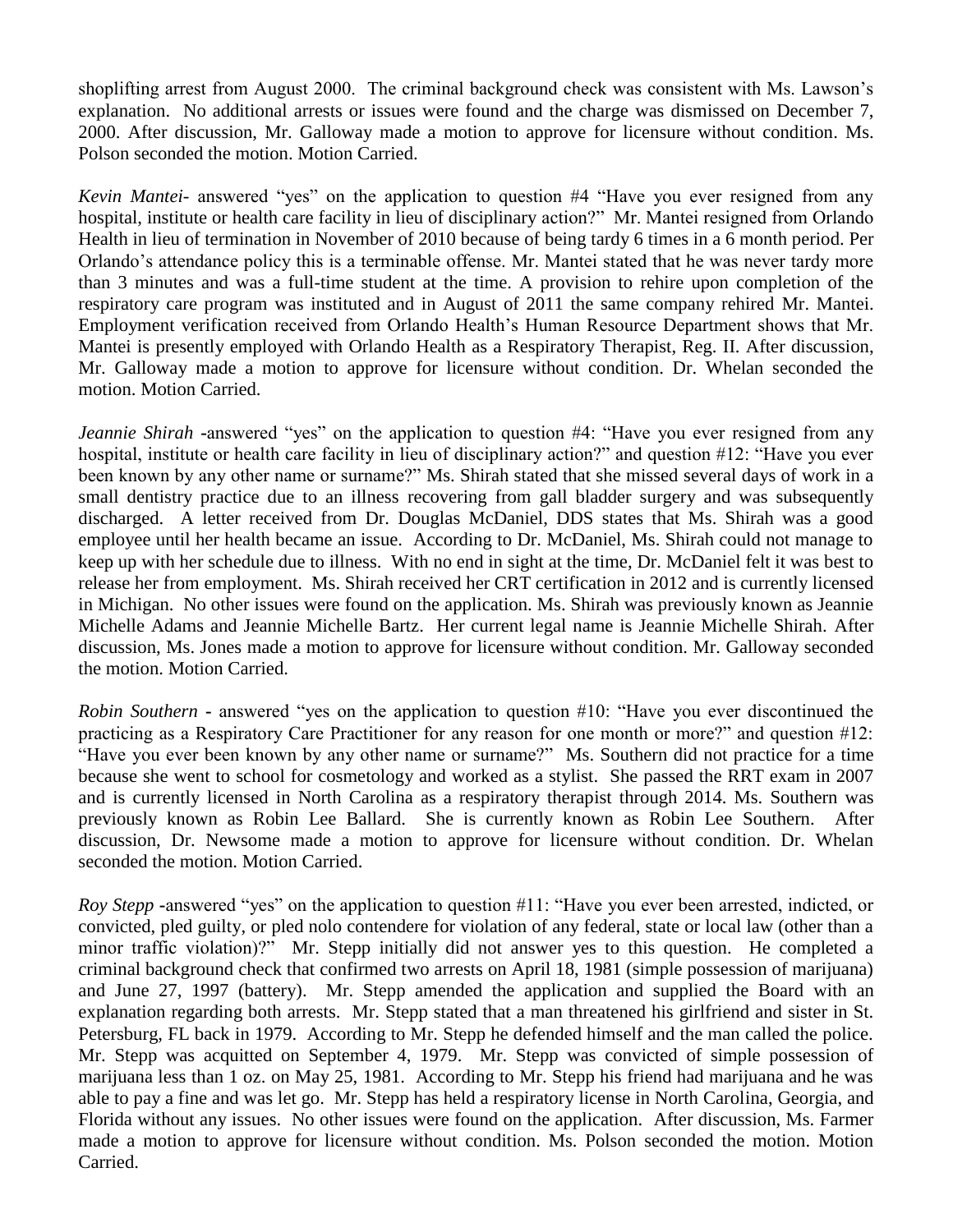shoplifting arrest from August 2000. The criminal background check was consistent with Ms. Lawson's explanation. No additional arrests or issues were found and the charge was dismissed on December 7, 2000. After discussion, Mr. Galloway made a motion to approve for licensure without condition. Ms. Polson seconded the motion. Motion Carried.

*Kevin Mantei*- answered "yes" on the application to question #4 "Have you ever resigned from any hospital, institute or health care facility in lieu of disciplinary action?" Mr. Mantei resigned from Orlando Health in lieu of termination in November of 2010 because of being tardy 6 times in a 6 month period. Per Orlando's attendance policy this is a terminable offense. Mr. Mantei stated that he was never tardy more than 3 minutes and was a full-time student at the time. A provision to rehire upon completion of the respiratory care program was instituted and in August of 2011 the same company rehired Mr. Mantei. Employment verification received from Orlando Health's Human Resource Department shows that Mr. Mantei is presently employed with Orlando Health as a Respiratory Therapist, Reg. II. After discussion, Mr. Galloway made a motion to approve for licensure without condition. Dr. Whelan seconded the motion. Motion Carried.

*Jeannie Shirah* -answered "yes" on the application to question #4: "Have you ever resigned from any hospital, institute or health care facility in lieu of disciplinary action?" and question #12: "Have you ever been known by any other name or surname?" Ms. Shirah stated that she missed several days of work in a small dentistry practice due to an illness recovering from gall bladder surgery and was subsequently discharged. A letter received from Dr. Douglas McDaniel, DDS states that Ms. Shirah was a good employee until her health became an issue. According to Dr. McDaniel, Ms. Shirah could not manage to keep up with her schedule due to illness. With no end in sight at the time, Dr. McDaniel felt it was best to release her from employment. Ms. Shirah received her CRT certification in 2012 and is currently licensed in Michigan. No other issues were found on the application. Ms. Shirah was previously known as Jeannie Michelle Adams and Jeannie Michelle Bartz. Her current legal name is Jeannie Michelle Shirah. After discussion, Ms. Jones made a motion to approve for licensure without condition. Mr. Galloway seconded the motion. Motion Carried.

*Robin Southern* - answered "yes on the application to question #10: "Have you ever discontinued the practicing as a Respiratory Care Practitioner for any reason for one month or more?" and question #12: "Have you ever been known by any other name or surname?" Ms. Southern did not practice for a time because she went to school for cosmetology and worked as a stylist. She passed the RRT exam in 2007 and is currently licensed in North Carolina as a respiratory therapist through 2014. Ms. Southern was previously known as Robin Lee Ballard. She is currently known as Robin Lee Southern. After discussion, Dr. Newsome made a motion to approve for licensure without condition. Dr. Whelan seconded the motion. Motion Carried.

*Roy Stepp* -answered "yes" on the application to question #11: "Have you ever been arrested, indicted, or convicted, pled guilty, or pled nolo contendere for violation of any federal, state or local law (other than a minor traffic violation)?" Mr. Stepp initially did not answer yes to this question. He completed a criminal background check that confirmed two arrests on April 18, 1981 (simple possession of marijuana) and June 27, 1997 (battery). Mr. Stepp amended the application and supplied the Board with an explanation regarding both arrests. Mr. Stepp stated that a man threatened his girlfriend and sister in St. Petersburg, FL back in 1979. According to Mr. Stepp he defended himself and the man called the police. Mr. Stepp was acquitted on September 4, 1979. Mr. Stepp was convicted of simple possession of marijuana less than 1 oz. on May 25, 1981. According to Mr. Stepp his friend had marijuana and he was able to pay a fine and was let go. Mr. Stepp has held a respiratory license in North Carolina, Georgia, and Florida without any issues. No other issues were found on the application. After discussion, Ms. Farmer made a motion to approve for licensure without condition. Ms. Polson seconded the motion. Motion Carried.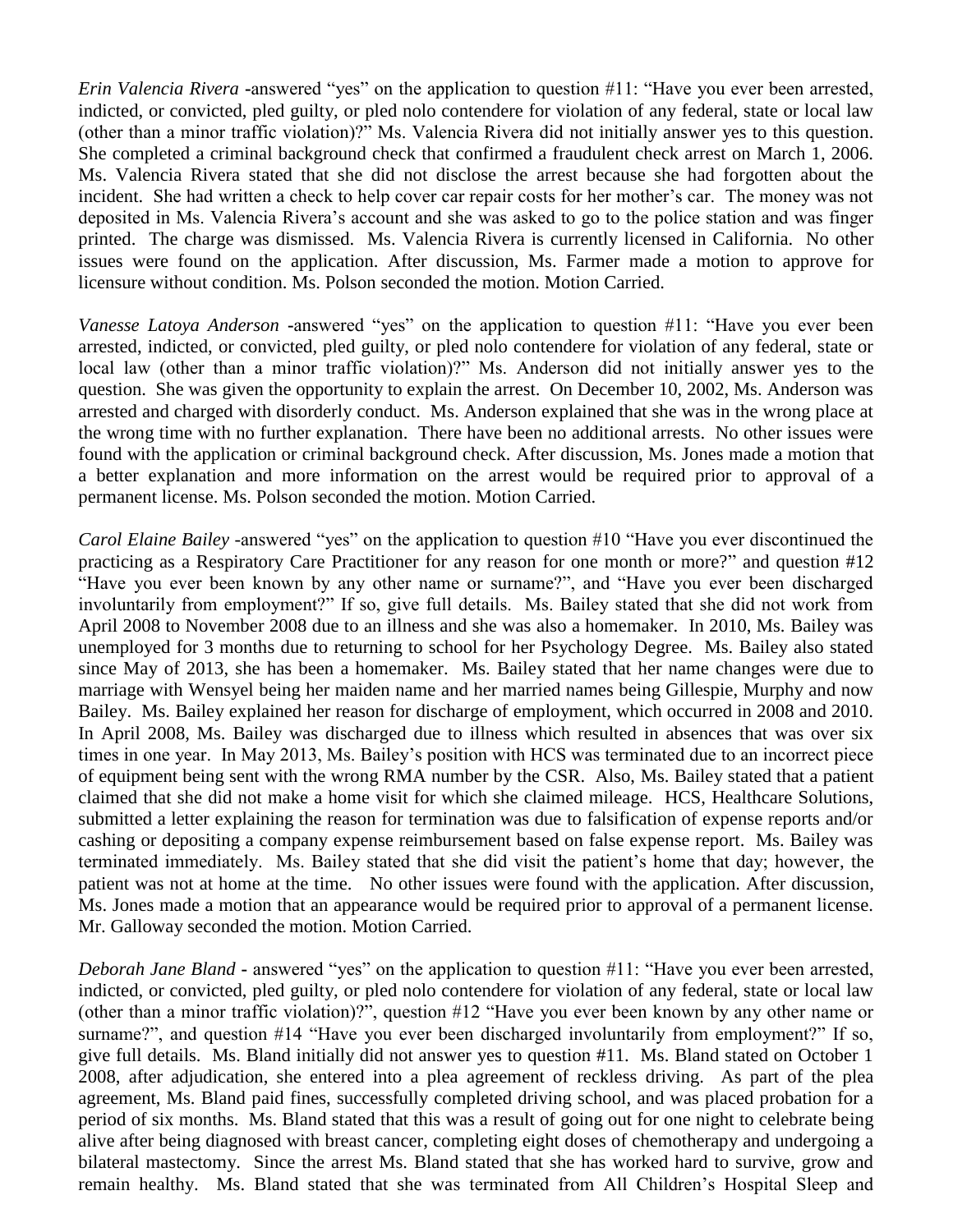*Erin Valencia Rivera* -answered "yes" on the application to question #11: "Have you ever been arrested, indicted, or convicted, pled guilty, or pled nolo contendere for violation of any federal, state or local law (other than a minor traffic violation)?" Ms. Valencia Rivera did not initially answer yes to this question. She completed a criminal background check that confirmed a fraudulent check arrest on March 1, 2006. Ms. Valencia Rivera stated that she did not disclose the arrest because she had forgotten about the incident. She had written a check to help cover car repair costs for her mother's car. The money was not deposited in Ms. Valencia Rivera's account and she was asked to go to the police station and was finger printed. The charge was dismissed. Ms. Valencia Rivera is currently licensed in California. No other issues were found on the application. After discussion, Ms. Farmer made a motion to approve for licensure without condition. Ms. Polson seconded the motion. Motion Carried.

*Vanesse Latoya Anderson* -answered "yes" on the application to question #11: "Have you ever been arrested, indicted, or convicted, pled guilty, or pled nolo contendere for violation of any federal, state or local law (other than a minor traffic violation)?" Ms. Anderson did not initially answer yes to the question. She was given the opportunity to explain the arrest. On December 10, 2002, Ms. Anderson was arrested and charged with disorderly conduct. Ms. Anderson explained that she was in the wrong place at the wrong time with no further explanation. There have been no additional arrests. No other issues were found with the application or criminal background check. After discussion, Ms. Jones made a motion that a better explanation and more information on the arrest would be required prior to approval of a permanent license. Ms. Polson seconded the motion. Motion Carried.

*Carol Elaine Bailey* -answered "yes" on the application to question #10 "Have you ever discontinued the practicing as a Respiratory Care Practitioner for any reason for one month or more?" and question #12 "Have you ever been known by any other name or surname?", and "Have you ever been discharged involuntarily from employment?" If so, give full details. Ms. Bailey stated that she did not work from April 2008 to November 2008 due to an illness and she was also a homemaker. In 2010, Ms. Bailey was unemployed for 3 months due to returning to school for her Psychology Degree. Ms. Bailey also stated since May of 2013, she has been a homemaker. Ms. Bailey stated that her name changes were due to marriage with Wensyel being her maiden name and her married names being Gillespie, Murphy and now Bailey. Ms. Bailey explained her reason for discharge of employment, which occurred in 2008 and 2010. In April 2008, Ms. Bailey was discharged due to illness which resulted in absences that was over six times in one year. In May 2013, Ms. Bailey's position with HCS was terminated due to an incorrect piece of equipment being sent with the wrong RMA number by the CSR. Also, Ms. Bailey stated that a patient claimed that she did not make a home visit for which she claimed mileage. HCS, Healthcare Solutions, submitted a letter explaining the reason for termination was due to falsification of expense reports and/or cashing or depositing a company expense reimbursement based on false expense report. Ms. Bailey was terminated immediately. Ms. Bailey stated that she did visit the patient's home that day; however, the patient was not at home at the time. No other issues were found with the application. After discussion, Ms. Jones made a motion that an appearance would be required prior to approval of a permanent license. Mr. Galloway seconded the motion. Motion Carried.

*Deborah Jane Bland* - answered "yes" on the application to question #11: "Have you ever been arrested, indicted, or convicted, pled guilty, or pled nolo contendere for violation of any federal, state or local law (other than a minor traffic violation)?", question #12 "Have you ever been known by any other name or surname?", and question #14 "Have you ever been discharged involuntarily from employment?" If so, give full details. Ms. Bland initially did not answer yes to question #11. Ms. Bland stated on October 1 2008, after adjudication, she entered into a plea agreement of reckless driving. As part of the plea agreement, Ms. Bland paid fines, successfully completed driving school, and was placed probation for a period of six months. Ms. Bland stated that this was a result of going out for one night to celebrate being alive after being diagnosed with breast cancer, completing eight doses of chemotherapy and undergoing a bilateral mastectomy. Since the arrest Ms. Bland stated that she has worked hard to survive, grow and remain healthy. Ms. Bland stated that she was terminated from All Children's Hospital Sleep and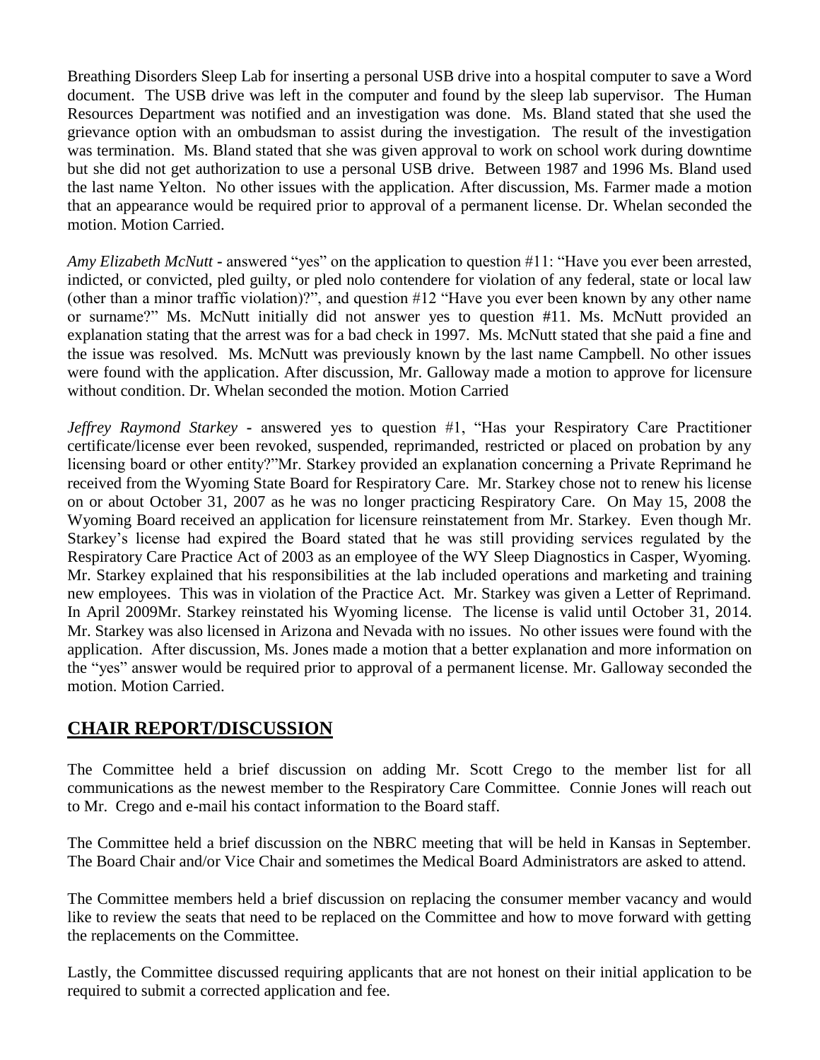Breathing Disorders Sleep Lab for inserting a personal USB drive into a hospital computer to save a Word document. The USB drive was left in the computer and found by the sleep lab supervisor. The Human Resources Department was notified and an investigation was done. Ms. Bland stated that she used the grievance option with an ombudsman to assist during the investigation. The result of the investigation was termination. Ms. Bland stated that she was given approval to work on school work during downtime but she did not get authorization to use a personal USB drive. Between 1987 and 1996 Ms. Bland used the last name Yelton. No other issues with the application. After discussion, Ms. Farmer made a motion that an appearance would be required prior to approval of a permanent license. Dr. Whelan seconded the motion. Motion Carried.

*Amy Elizabeth McNutt* - answered "yes" on the application to question #11: "Have you ever been arrested, indicted, or convicted, pled guilty, or pled nolo contendere for violation of any federal, state or local law (other than a minor traffic violation)?", and question #12 "Have you ever been known by any other name or surname?" Ms. McNutt initially did not answer yes to question #11. Ms. McNutt provided an explanation stating that the arrest was for a bad check in 1997. Ms. McNutt stated that she paid a fine and the issue was resolved. Ms. McNutt was previously known by the last name Campbell. No other issues were found with the application. After discussion, Mr. Galloway made a motion to approve for licensure without condition. Dr. Whelan seconded the motion. Motion Carried

*Jeffrey Raymond Starkey* - answered yes to question #1, "Has your Respiratory Care Practitioner certificate/license ever been revoked, suspended, reprimanded, restricted or placed on probation by any licensing board or other entity?"Mr. Starkey provided an explanation concerning a Private Reprimand he received from the Wyoming State Board for Respiratory Care. Mr. Starkey chose not to renew his license on or about October 31, 2007 as he was no longer practicing Respiratory Care. On May 15, 2008 the Wyoming Board received an application for licensure reinstatement from Mr. Starkey. Even though Mr. Starkey's license had expired the Board stated that he was still providing services regulated by the Respiratory Care Practice Act of 2003 as an employee of the WY Sleep Diagnostics in Casper, Wyoming. Mr. Starkey explained that his responsibilities at the lab included operations and marketing and training new employees. This was in violation of the Practice Act. Mr. Starkey was given a Letter of Reprimand. In April 2009Mr. Starkey reinstated his Wyoming license. The license is valid until October 31, 2014. Mr. Starkey was also licensed in Arizona and Nevada with no issues. No other issues were found with the application. After discussion, Ms. Jones made a motion that a better explanation and more information on the "yes" answer would be required prior to approval of a permanent license. Mr. Galloway seconded the motion. Motion Carried.

## CHAIR REPORT/DISCUSSION

The Committee held a brief discussion on adding Mr. Scott Crego to the member list for all communications as the newest member to the Respiratory Care Committee. Connie Jones will reach out to Mr. Crego and e-mail his contact information to the Board staff.

The Committee held a brief discussion on the NBRC meeting that will be held in Kansas in September. The Board Chair and/or Vice Chair and sometimes the Medical Board Administrators are asked to attend.

The Committee members held a brief discussion on replacing the consumer member vacancy and would like to review the seats that need to be replaced on the Committee and how to move forward with getting the replacements on the Committee.

Lastly, the Committee discussed requiring applicants that are not honest on their initial application to be required to submit a corrected application and fee.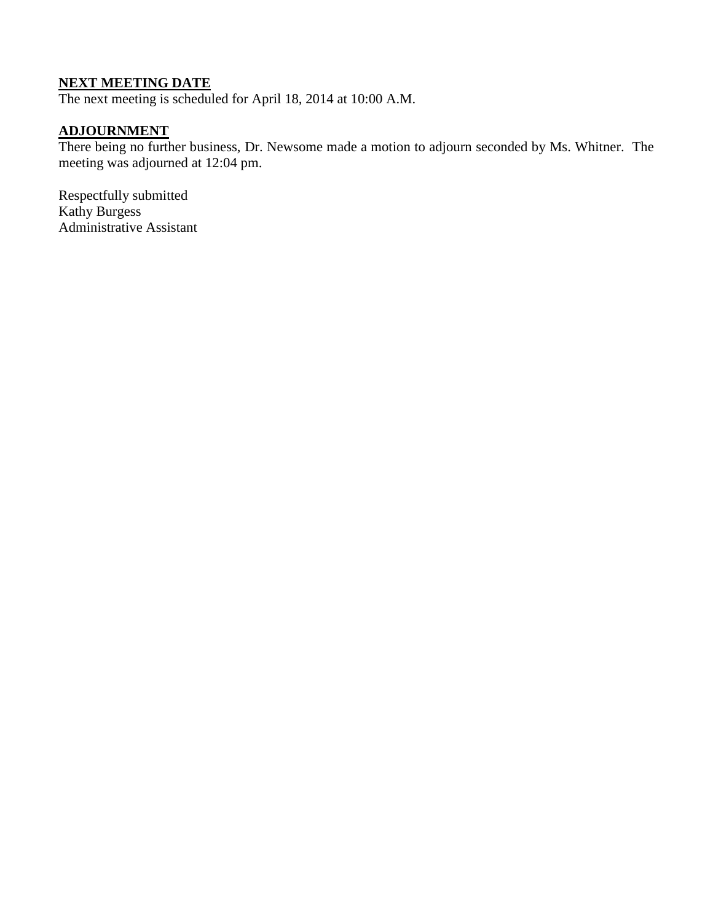**NEXT MEETING DATE**

The next meeting is scheduled for April 18, 2014 at 10:00 A.M.

**ADJOURNMENT**

There being no further business, Dr. Newsome made a motion to adjourn seconded by Ms. Whitner. The meeting was adjourned at 12:04 pm.

Respectfully submitted
Kathy Burgess
Administrative Assistant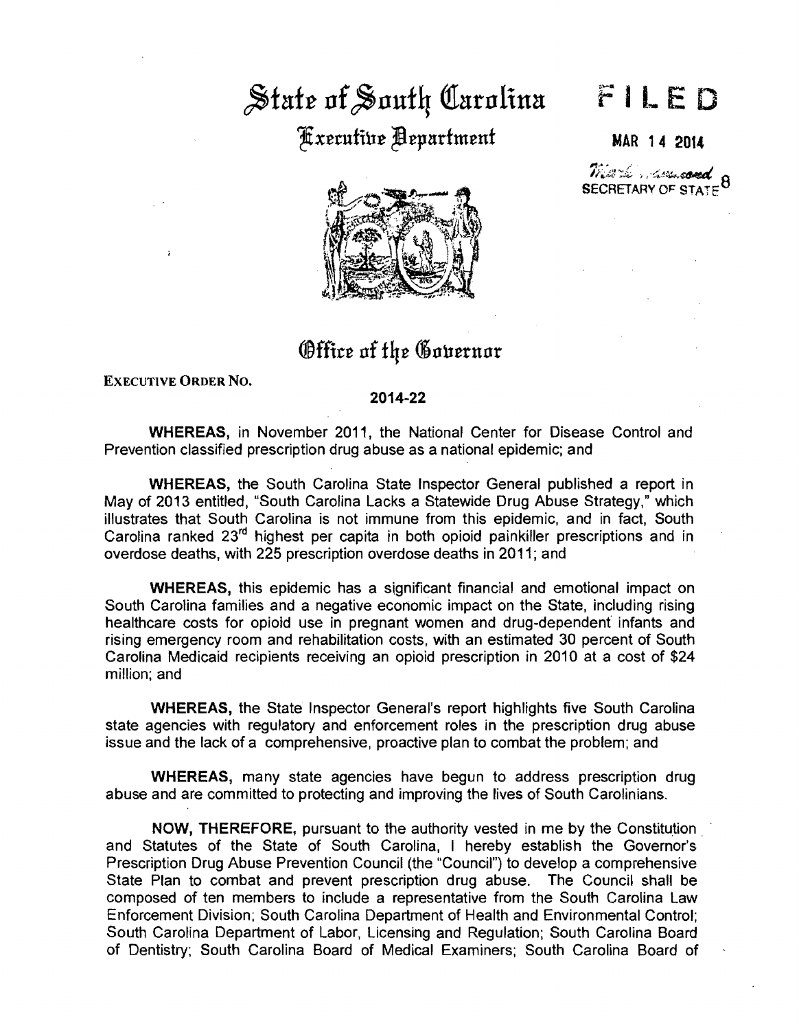# State of South Carolina

## Executive Department

**FILED**

**MAR 14 2014**

SECRETARY OF STATE

## Office of the Governor

EXECUTIVE ORDER NO.

**2014-22**

**WHEREAS,** in November 2011, the National Center for Disease Control and Prevention classified prescription drug abuse as a national epidemic; and

**WHEREAS,** the South Carolina State Inspector General published a report in May of 2013 entitled, "South Carolina Lacks a Statewide Drug Abuse Strategy," which illustrates that South Carolina is not immune from this epidemic, and in fact, South Carolina ranked 23rd highest per capita in both opioid painkiller prescriptions and in overdose deaths, with 225 prescription overdose deaths in 2011; and

**WHEREAS,** this epidemic has a significant financial and emotional impact on South Carolina families and a negative economic impact on the State, including rising healthcare costs for opioid use in pregnant women and drug-dependent infants and rising emergency room and rehabilitation costs, with an estimated 30 percent of South Carolina Medicaid recipients receiving an opioid prescription in 2010 at a cost of $24 million; and

**WHEREAS,** the State Inspector General's report highlights five South Carolina state agencies with regulatory and enforcement roles in the prescription drug abuse issue and the lack of a comprehensive, proactive plan to combat the problem; and

**WHEREAS,** many state agencies have begun to address prescription drug abuse and are committed to protecting and improving the lives of South Carolinians.

**NOW, THEREFORE,** pursuant to the authority vested in me by the Constitution and Statutes of the State of South Carolina, I hereby establish the Governor's Prescription Drug Abuse Prevention Council (the "Council") to develop a comprehensive State Plan to combat and prevent prescription drug abuse. The Council shall be composed of ten members to include a representative from the South Carolina Law Enforcement Division; South Carolina Department of Health and Environmental Control; South Carolina Department of Labor, Licensing and Regulation; South Carolina Board of Dentistry; South Carolina Board of Medical Examiners; South Carolina Board of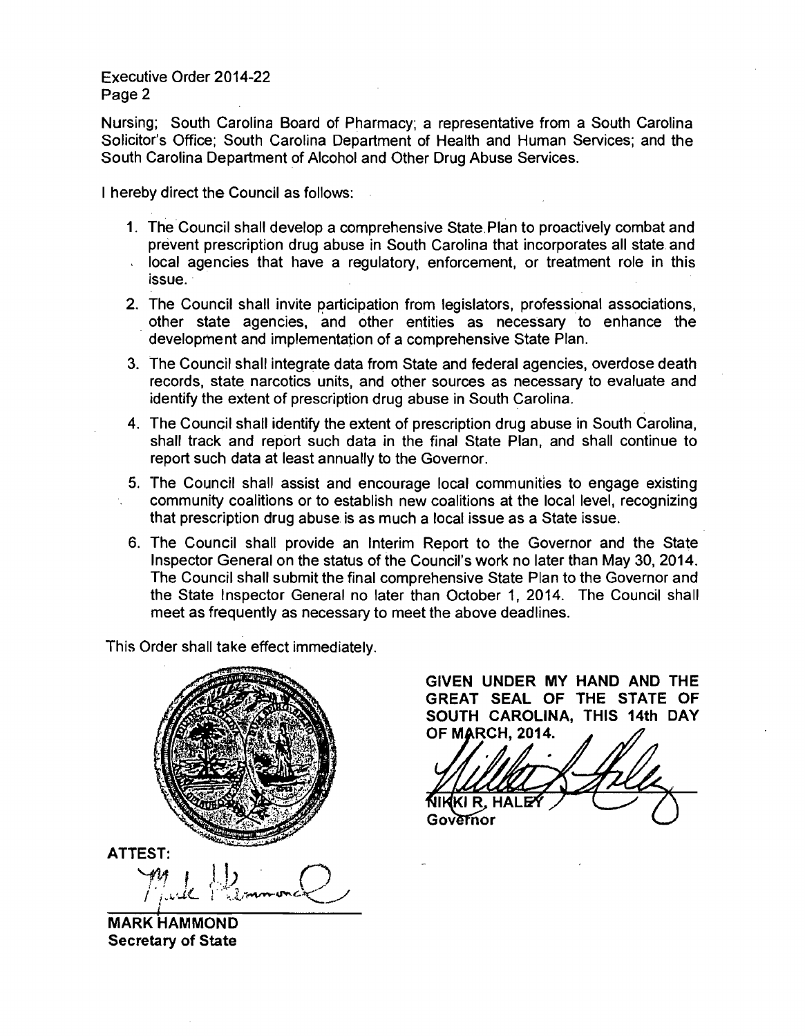Nursing; South Carolina Board of Pharmacy; a representative from a South Carolina Solicitor's Office; South Carolina Department of Health and Human Services; and the South Carolina Department of Alcohol and Other Drug Abuse Services.

I hereby direct the Council as follows:

1. The Council shall develop a comprehensive State Plan to proactively combat and prevent prescription drug abuse in South Carolina that incorporates all state and local agencies that have a regulatory, enforcement, or treatment role in this issue.
2. The Council shall invite participation from legislators, professional associations, other state agencies, and other entities as necessary to enhance the development and implementation of a comprehensive State Plan.
3. The Council shall integrate data from State and federal agencies, overdose death records, state narcotics units, and other sources as necessary to evaluate and identify the extent of prescription drug abuse in South Carolina.
4. The Council shall identify the extent of prescription drug abuse in South Carolina, shall track and report such data in the final State Plan, and shall continue to report such data at least annually to the Governor.
5. The Council shall assist and encourage local communities to engage existing community coalitions or to establish new coalitions at the local level, recognizing that prescription drug abuse is as much a local issue as a State issue.
6. The Council shall provide an Interim Report to the Governor and the State Inspector General on the status of the Council's work no later than May 30, 2014. The Council shall submit the final comprehensive State Plan to the Governor and the State Inspector General no later than October 1, 2014. The Council shall meet as frequently as necessary to meet the above deadlines.

This Order shall take effect immediately.

**GIVEN UNDER MY HAND AND THE GREAT SEAL OF THE STATE OF SOUTH CAROLINA, THIS 14th DAY OF MARCH, 2014.**

**NIKKI R. HALEY**
**Governor**

**ATTEST:**

**MARK HAMMOND**
**Secretary of State**